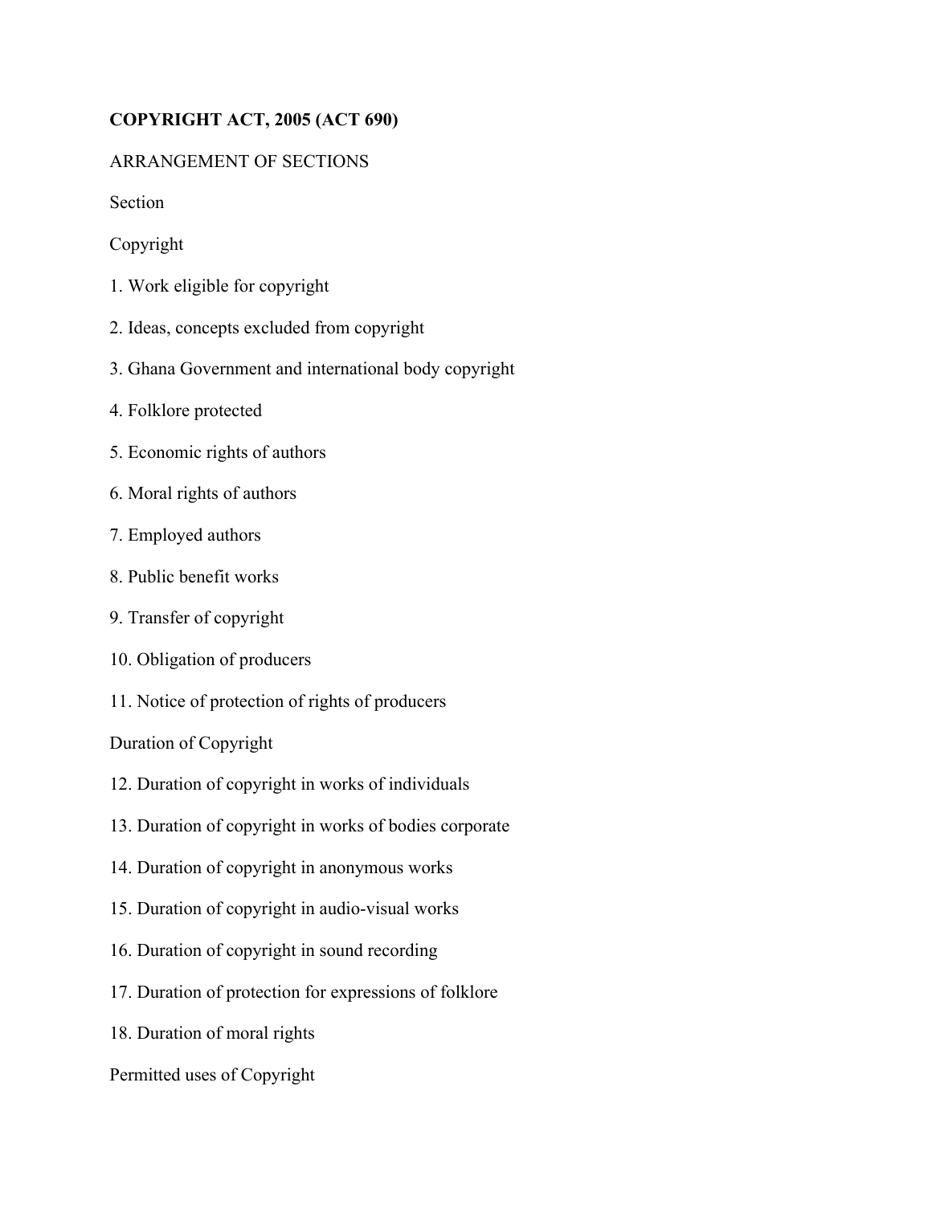# COPYRIGHT ACT, 2005 (ACT 690)

ARRANGEMENT OF SECTIONS

Section

Copyright

1. Work eligible for copyright

2. Ideas, concepts excluded from copyright

3. Ghana Government and international body copyright

4. Folklore protected

5. Economic rights of authors

6. Moral rights of authors

7. Employed authors

8. Public benefit works

9. Transfer of copyright

10. Obligation of producers

11. Notice of protection of rights of producers

Duration of Copyright

12. Duration of copyright in works of individuals

13. Duration of copyright in works of bodies corporate

14. Duration of copyright in anonymous works

15. Duration of copyright in audio-visual works

16. Duration of copyright in sound recording

17. Duration of protection for expressions of folklore

18. Duration of moral rights

Permitted uses of Copyright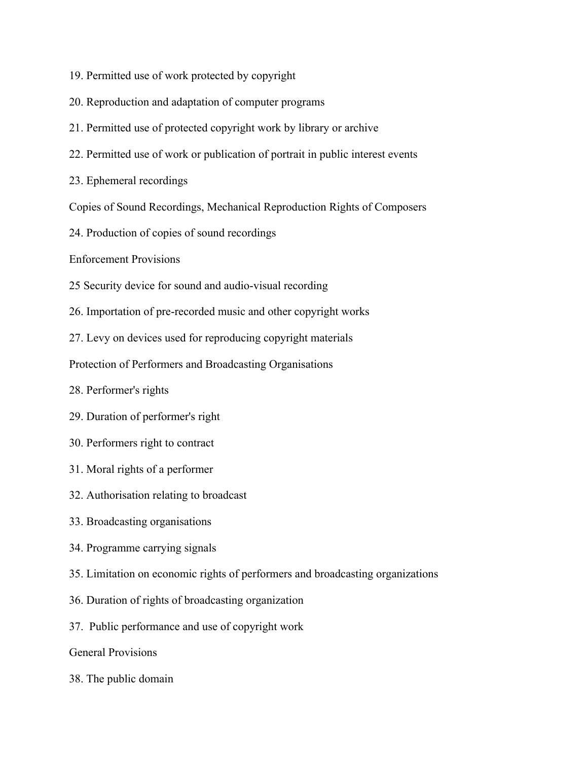19. Permitted use of work protected by copyright

20. Reproduction and adaptation of computer programs

21. Permitted use of protected copyright work by library or archive

22. Permitted use of work or publication of portrait in public interest events

23. Ephemeral recordings

Copies of Sound Recordings, Mechanical Reproduction Rights of Composers

24. Production of copies of sound recordings

Enforcement Provisions

25 Security device for sound and audio-visual recording

26. Importation of pre-recorded music and other copyright works

27. Levy on devices used for reproducing copyright materials

Protection of Performers and Broadcasting Organisations

28. Performer's rights

29. Duration of performer's right

30. Performers right to contract

31. Moral rights of a performer

32. Authorisation relating to broadcast

33. Broadcasting organisations

34. Programme carrying signals

35. Limitation on economic rights of performers and broadcasting organizations

36. Duration of rights of broadcasting organization

37. Public performance and use of copyright work

General Provisions

38. The public domain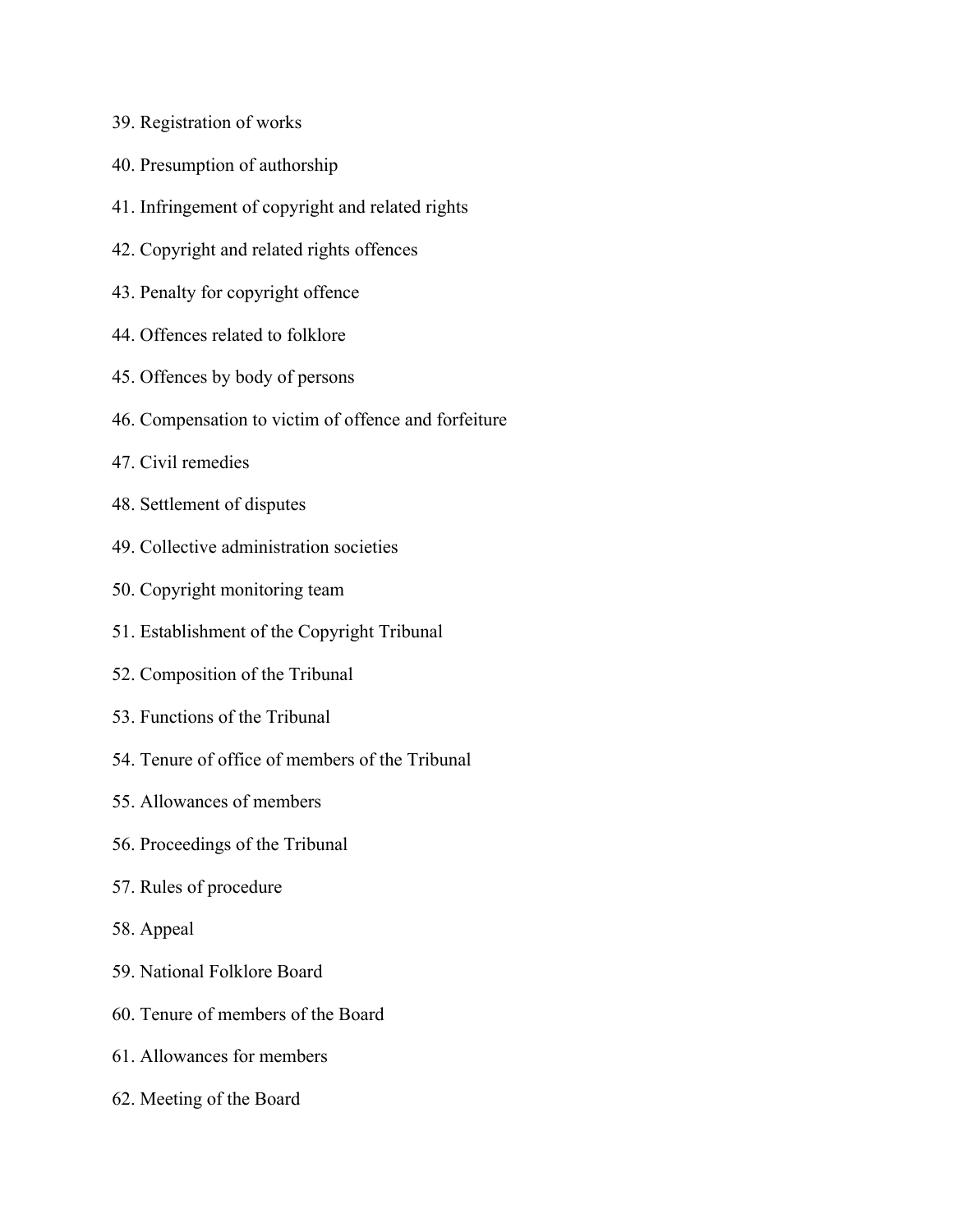39. Registration of works

40. Presumption of authorship

41. Infringement of copyright and related rights

42. Copyright and related rights offences

43. Penalty for copyright offence

44. Offences related to folklore

45. Offences by body of persons

46. Compensation to victim of offence and forfeiture

47. Civil remedies

48. Settlement of disputes

49. Collective administration societies

50. Copyright monitoring team

51. Establishment of the Copyright Tribunal

52. Composition of the Tribunal

53. Functions of the Tribunal

54. Tenure of office of members of the Tribunal

55. Allowances of members

56. Proceedings of the Tribunal

57. Rules of procedure

58. Appeal

59. National Folklore Board

60. Tenure of members of the Board

61. Allowances for members

62. Meeting of the Board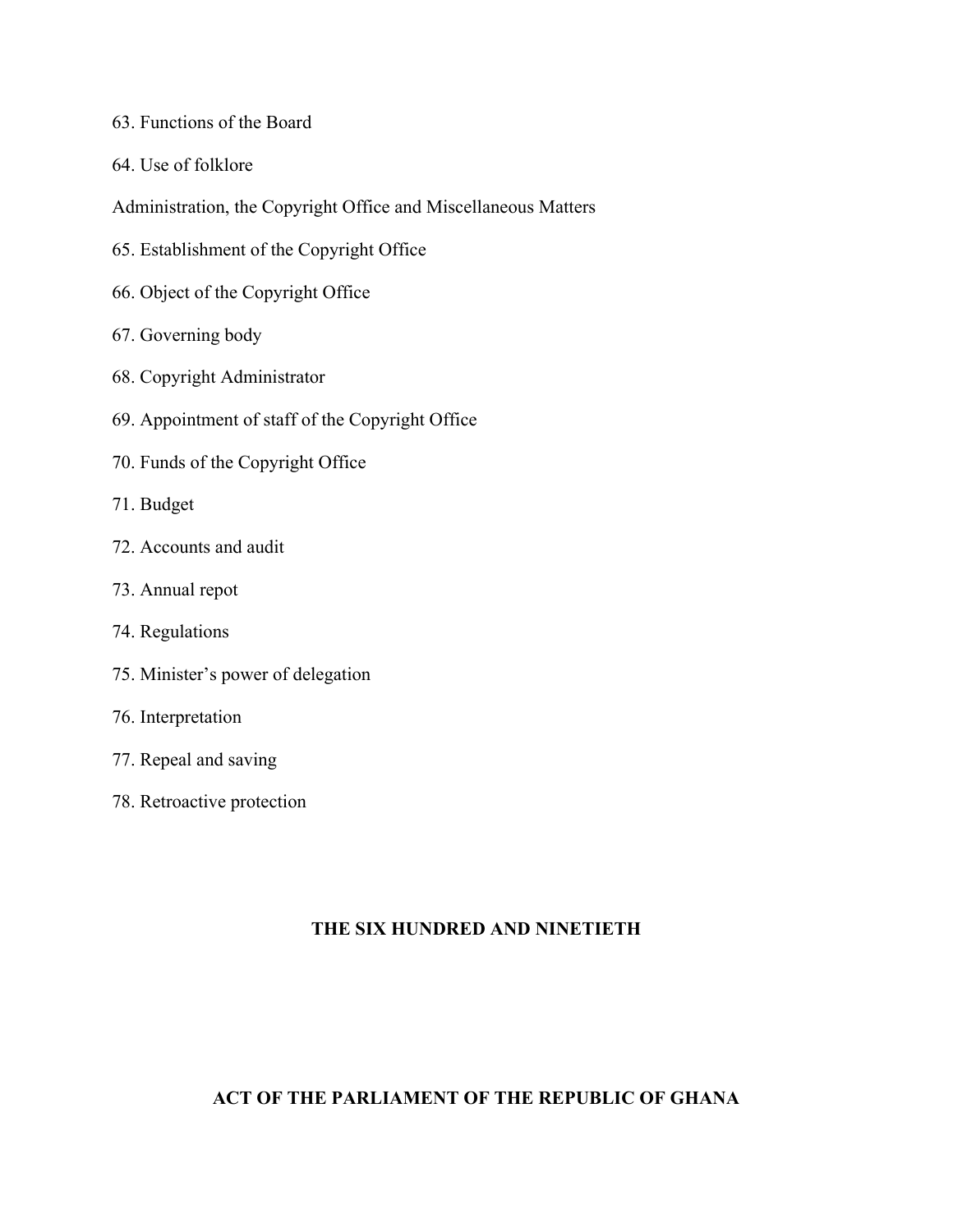63. Functions of the Board

64. Use of folklore

Administration, the Copyright Office and Miscellaneous Matters

65. Establishment of the Copyright Office

66. Object of the Copyright Office

67. Governing body

68. Copyright Administrator

69. Appointment of staff of the Copyright Office

70. Funds of the Copyright Office

71. Budget

72. Accounts and audit

73. Annual repot

74. Regulations

75. Minister's power of delegation

76. Interpretation

77. Repeal and saving

78. Retroactive protection

**THE SIX HUNDRED AND NINETIETH**

**ACT OF THE PARLIAMENT OF THE REPUBLIC OF GHANA**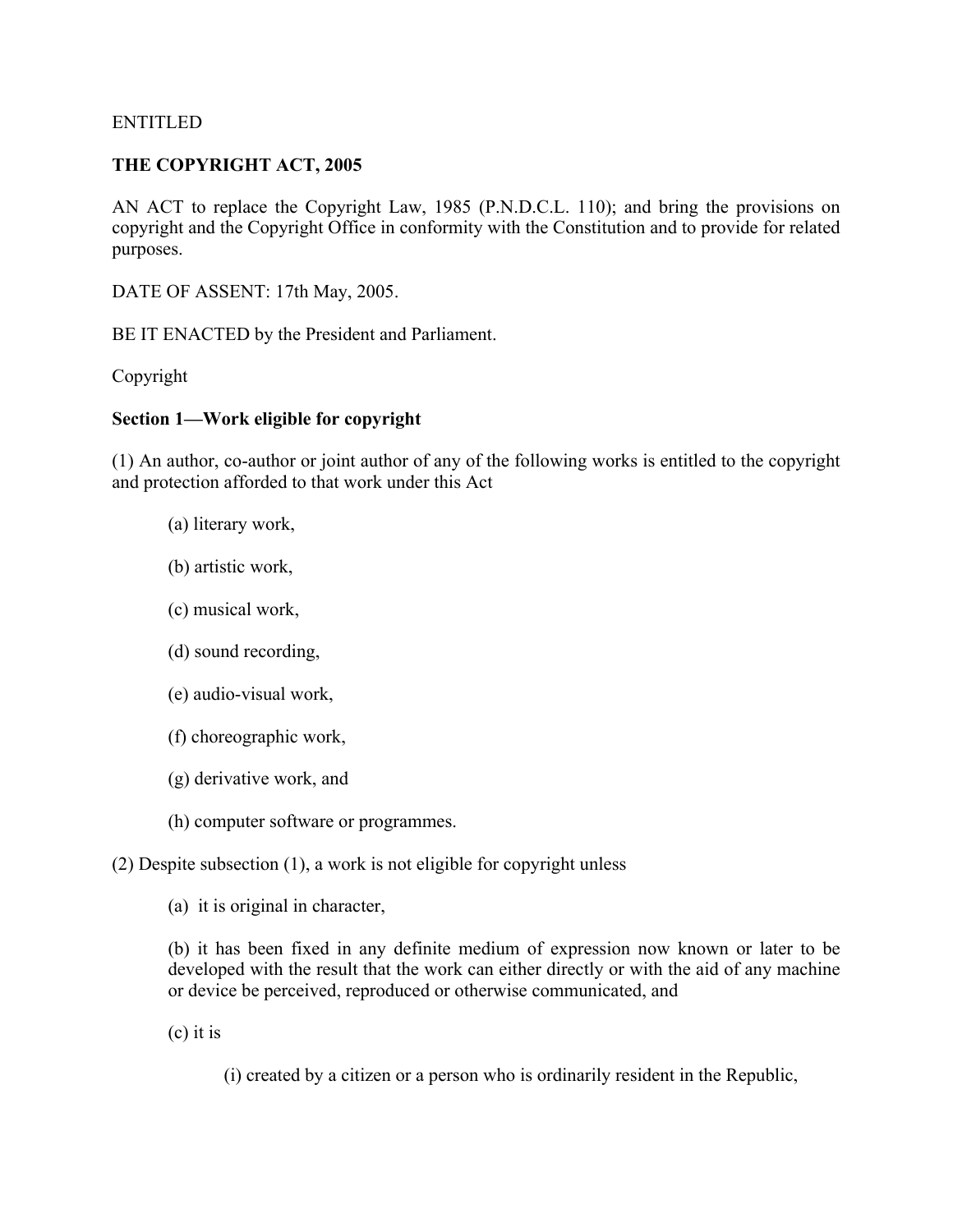ENTITLED

**THE COPYRIGHT ACT, 2005**

AN ACT to replace the Copyright Law, 1985 (P.N.D.C.L. 110); and bring the provisions on copyright and the Copyright Office in conformity with the Constitution and to provide for related purposes.

DATE OF ASSENT: 17th May, 2005.

BE IT ENACTED by the President and Parliament.

Copyright

**Section 1—Work eligible for copyright**

(1) An author, co-author or joint author of any of the following works is entitled to the copyright and protection afforded to that work under this Act

(a) literary work,

(b) artistic work,

(c) musical work,

(d) sound recording,

(e) audio-visual work,

(f) choreographic work,

(g) derivative work, and

(h) computer software or programmes.

(2) Despite subsection (1), a work is not eligible for copyright unless

(a) it is original in character,

(b) it has been fixed in any definite medium of expression now known or later to be developed with the result that the work can either directly or with the aid of any machine or device be perceived, reproduced or otherwise communicated, and

(c) it is

(i) created by a citizen or a person who is ordinarily resident in the Republic,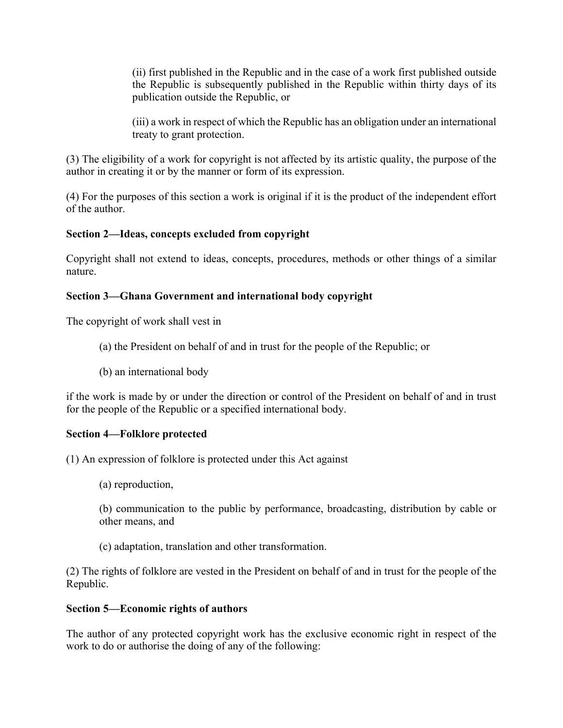(ii) first published in the Republic and in the case of a work first published outside the Republic is subsequently published in the Republic within thirty days of its publication outside the Republic, or

(iii) a work in respect of which the Republic has an obligation under an international treaty to grant protection.

(3) The eligibility of a work for copyright is not affected by its artistic quality, the purpose of the author in creating it or by the manner or form of its expression.

(4) For the purposes of this section a work is original if it is the product of the independent effort of the author.

**Section 2—Ideas, concepts excluded from copyright**

Copyright shall not extend to ideas, concepts, procedures, methods or other things of a similar nature.

**Section 3—Ghana Government and international body copyright**

The copyright of work shall vest in

(a) the President on behalf of and in trust for the people of the Republic; or

(b) an international body

if the work is made by or under the direction or control of the President on behalf of and in trust for the people of the Republic or a specified international body.

**Section 4—Folklore protected**

(1) An expression of folklore is protected under this Act against

(a) reproduction,

(b) communication to the public by performance, broadcasting, distribution by cable or other means, and

(c) adaptation, translation and other transformation.

(2) The rights of folklore are vested in the President on behalf of and in trust for the people of the Republic.

**Section 5—Economic rights of authors**

The author of any protected copyright work has the exclusive economic right in respect of the work to do or authorise the doing of any of the following: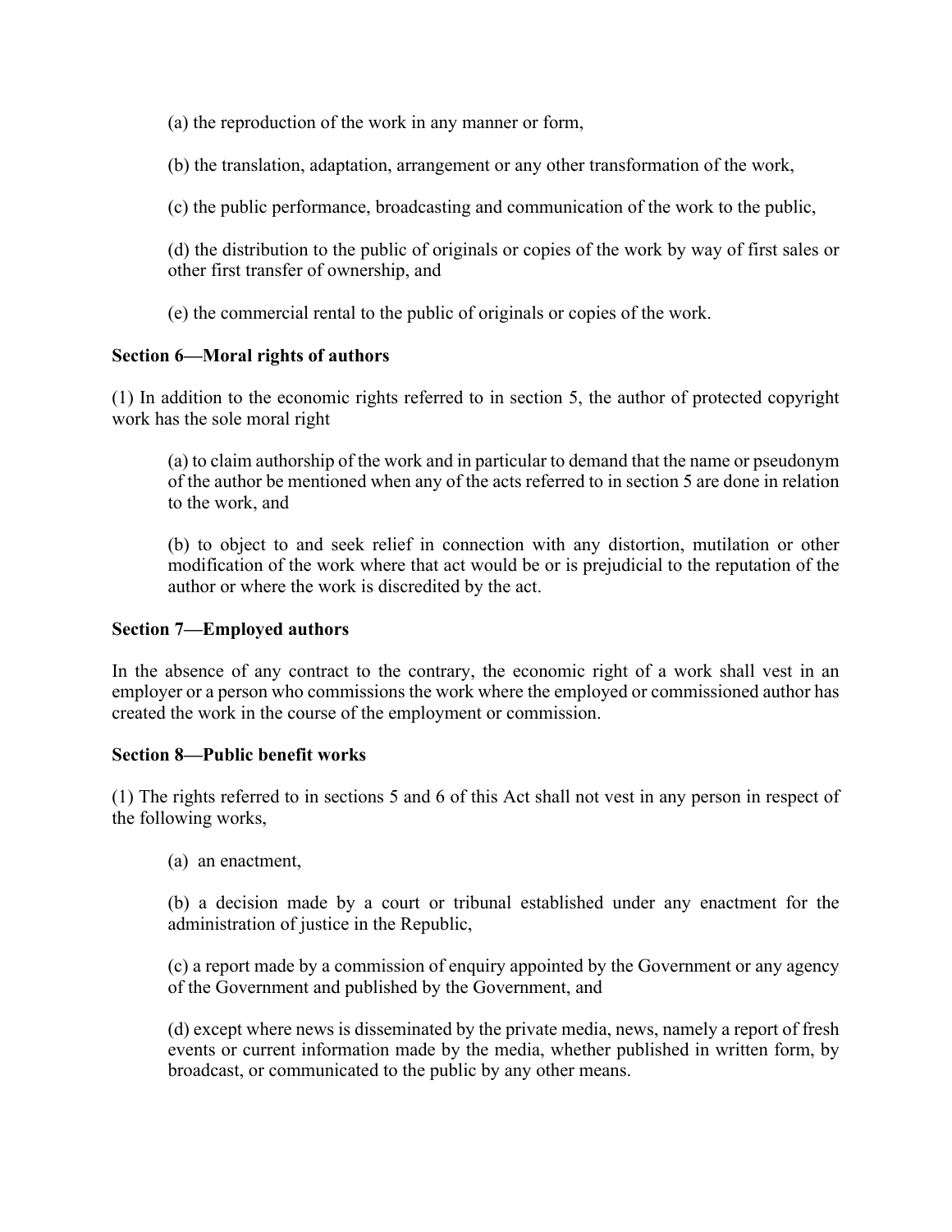(a) the reproduction of the work in any manner or form,

(b) the translation, adaptation, arrangement or any other transformation of the work,

(c) the public performance, broadcasting and communication of the work to the public,

(d) the distribution to the public of originals or copies of the work by way of first sales or other first transfer of ownership, and

(e) the commercial rental to the public of originals or copies of the work.

**Section 6—Moral rights of authors**

(1) In addition to the economic rights referred to in section 5, the author of protected copyright work has the sole moral right

(a) to claim authorship of the work and in particular to demand that the name or pseudonym of the author be mentioned when any of the acts referred to in section 5 are done in relation to the work, and

(b) to object to and seek relief in connection with any distortion, mutilation or other modification of the work where that act would be or is prejudicial to the reputation of the author or where the work is discredited by the act.

**Section 7—Employed authors**

In the absence of any contract to the contrary, the economic right of a work shall vest in an employer or a person who commissions the work where the employed or commissioned author has created the work in the course of the employment or commission.

**Section 8—Public benefit works**

(1) The rights referred to in sections 5 and 6 of this Act shall not vest in any person in respect of the following works,

(a) an enactment,

(b) a decision made by a court or tribunal established under any enactment for the administration of justice in the Republic,

(c) a report made by a commission of enquiry appointed by the Government or any agency of the Government and published by the Government, and

(d) except where news is disseminated by the private media, news, namely a report of fresh events or current information made by the media, whether published in written form, by broadcast, or communicated to the public by any other means.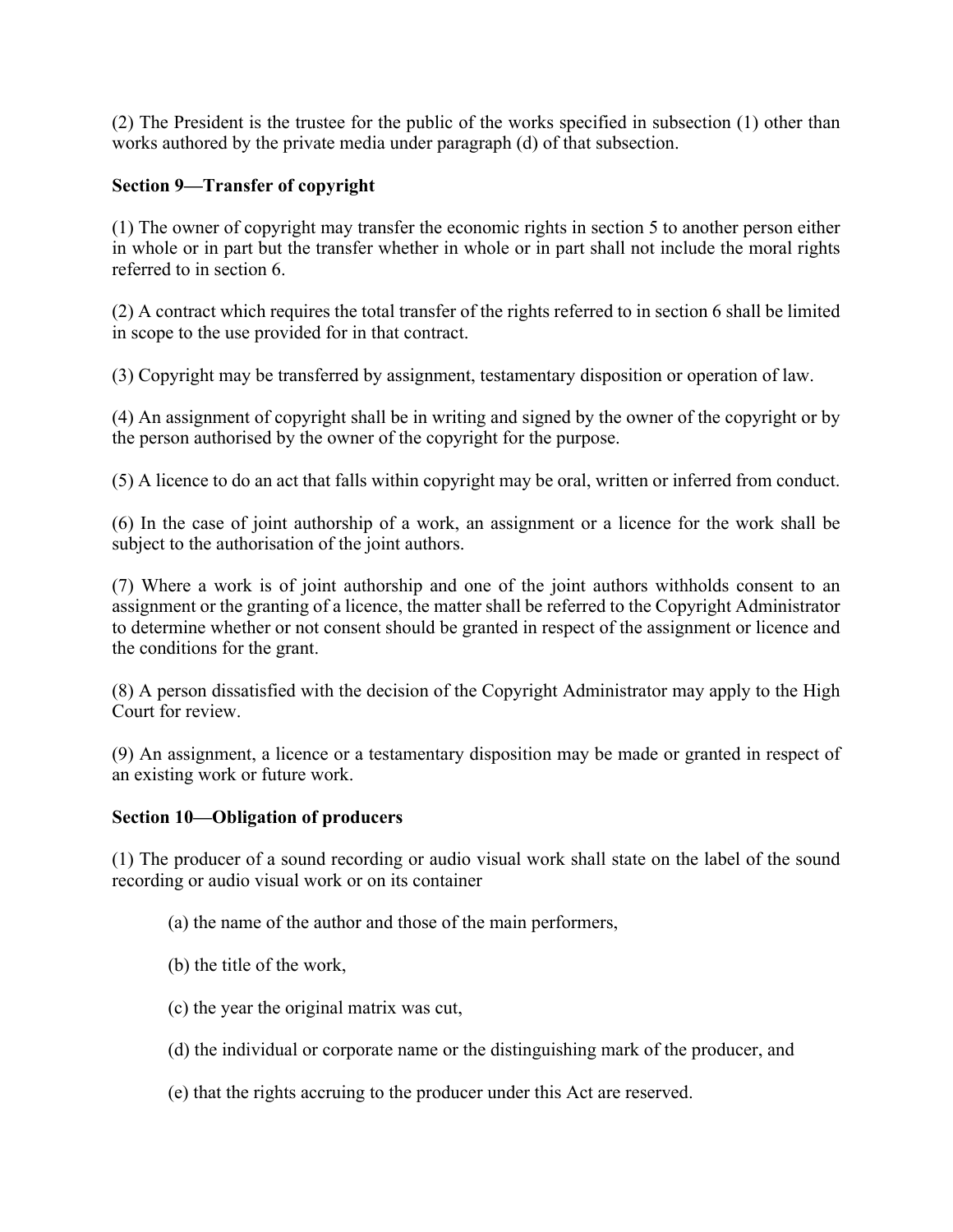(2) The President is the trustee for the public of the works specified in subsection (1) other than works authored by the private media under paragraph (d) of that subsection.

**Section 9—Transfer of copyright**

(1) The owner of copyright may transfer the economic rights in section 5 to another person either in whole or in part but the transfer whether in whole or in part shall not include the moral rights referred to in section 6.

(2) A contract which requires the total transfer of the rights referred to in section 6 shall be limited in scope to the use provided for in that contract.

(3) Copyright may be transferred by assignment, testamentary disposition or operation of law.

(4) An assignment of copyright shall be in writing and signed by the owner of the copyright or by the person authorised by the owner of the copyright for the purpose.

(5) A licence to do an act that falls within copyright may be oral, written or inferred from conduct.

(6) In the case of joint authorship of a work, an assignment or a licence for the work shall be subject to the authorisation of the joint authors.

(7) Where a work is of joint authorship and one of the joint authors withholds consent to an assignment or the granting of a licence, the matter shall be referred to the Copyright Administrator to determine whether or not consent should be granted in respect of the assignment or licence and the conditions for the grant.

(8) A person dissatisfied with the decision of the Copyright Administrator may apply to the High Court for review.

(9) An assignment, a licence or a testamentary disposition may be made or granted in respect of an existing work or future work.

**Section 10—Obligation of producers**

(1) The producer of a sound recording or audio visual work shall state on the label of the sound recording or audio visual work or on its container

(a) the name of the author and those of the main performers,

(b) the title of the work,

(c) the year the original matrix was cut,

(d) the individual or corporate name or the distinguishing mark of the producer, and

(e) that the rights accruing to the producer under this Act are reserved.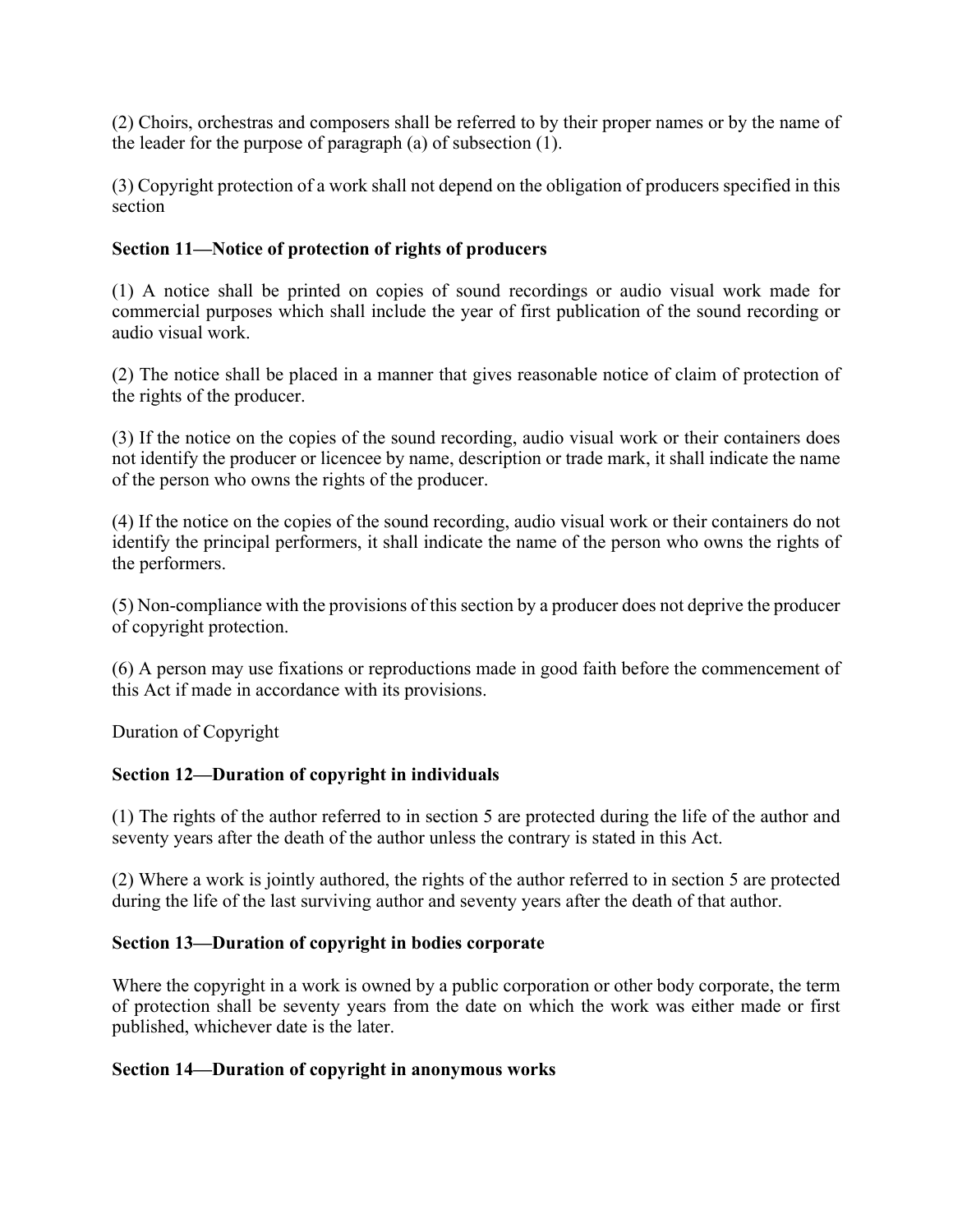(2) Choirs, orchestras and composers shall be referred to by their proper names or by the name of the leader for the purpose of paragraph (a) of subsection (1).

(3) Copyright protection of a work shall not depend on the obligation of producers specified in this section

**Section 11—Notice of protection of rights of producers**

(1) A notice shall be printed on copies of sound recordings or audio visual work made for commercial purposes which shall include the year of first publication of the sound recording or audio visual work.

(2) The notice shall be placed in a manner that gives reasonable notice of claim of protection of the rights of the producer.

(3) If the notice on the copies of the sound recording, audio visual work or their containers does not identify the producer or licencee by name, description or trade mark, it shall indicate the name of the person who owns the rights of the producer.

(4) If the notice on the copies of the sound recording, audio visual work or their containers do not identify the principal performers, it shall indicate the name of the person who owns the rights of the performers.

(5) Non-compliance with the provisions of this section by a producer does not deprive the producer of copyright protection.

(6) A person may use fixations or reproductions made in good faith before the commencement of this Act if made in accordance with its provisions.

Duration of Copyright

**Section 12—Duration of copyright in individuals**

(1) The rights of the author referred to in section 5 are protected during the life of the author and seventy years after the death of the author unless the contrary is stated in this Act.

(2) Where a work is jointly authored, the rights of the author referred to in section 5 are protected during the life of the last surviving author and seventy years after the death of that author.

**Section 13—Duration of copyright in bodies corporate**

Where the copyright in a work is owned by a public corporation or other body corporate, the term of protection shall be seventy years from the date on which the work was either made or first published, whichever date is the later.

**Section 14—Duration of copyright in anonymous works**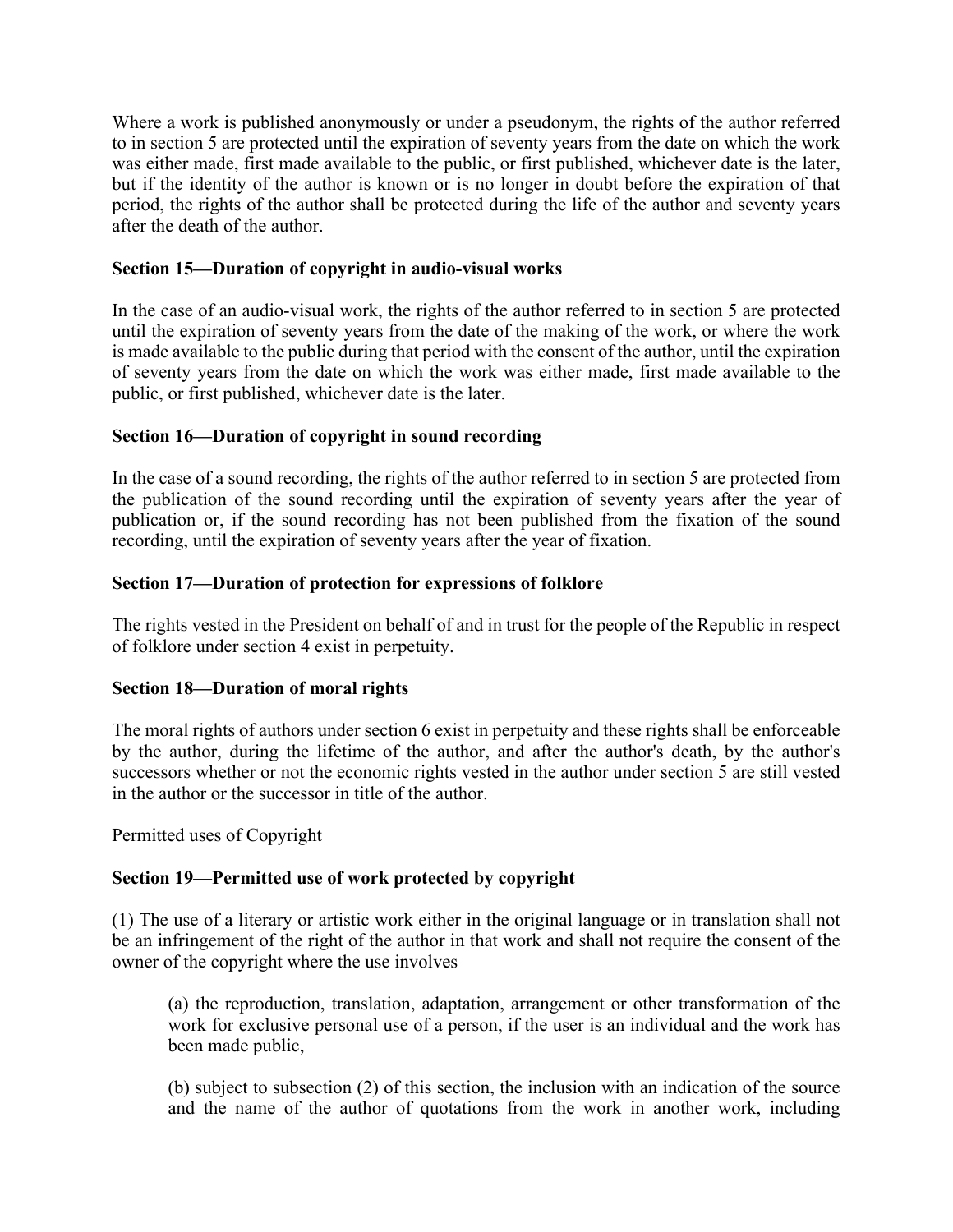Where a work is published anonymously or under a pseudonym, the rights of the author referred to in section 5 are protected until the expiration of seventy years from the date on which the work was either made, first made available to the public, or first published, whichever date is the later, but if the identity of the author is known or is no longer in doubt before the expiration of that period, the rights of the author shall be protected during the life of the author and seventy years after the death of the author.

**Section 15—Duration of copyright in audio-visual works**

In the case of an audio-visual work, the rights of the author referred to in section 5 are protected until the expiration of seventy years from the date of the making of the work, or where the work is made available to the public during that period with the consent of the author, until the expiration of seventy years from the date on which the work was either made, first made available to the public, or first published, whichever date is the later.

**Section 16—Duration of copyright in sound recording**

In the case of a sound recording, the rights of the author referred to in section 5 are protected from the publication of the sound recording until the expiration of seventy years after the year of publication or, if the sound recording has not been published from the fixation of the sound recording, until the expiration of seventy years after the year of fixation.

**Section 17—Duration of protection for expressions of folklore**

The rights vested in the President on behalf of and in trust for the people of the Republic in respect of folklore under section 4 exist in perpetuity.

**Section 18—Duration of moral rights**

The moral rights of authors under section 6 exist in perpetuity and these rights shall be enforceable by the author, during the lifetime of the author, and after the author's death, by the author's successors whether or not the economic rights vested in the author under section 5 are still vested in the author or the successor in title of the author.

Permitted uses of Copyright

**Section 19—Permitted use of work protected by copyright**

(1) The use of a literary or artistic work either in the original language or in translation shall not be an infringement of the right of the author in that work and shall not require the consent of the owner of the copyright where the use involves

(a) the reproduction, translation, adaptation, arrangement or other transformation of the work for exclusive personal use of a person, if the user is an individual and the work has been made public,

(b) subject to subsection (2) of this section, the inclusion with an indication of the source and the name of the author of quotations from the work in another work, including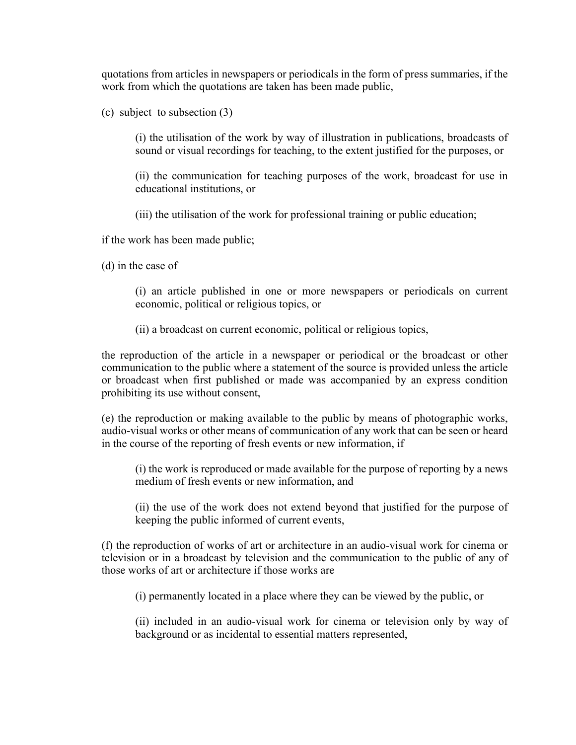quotations from articles in newspapers or periodicals in the form of press summaries, if the work from which the quotations are taken has been made public,

(c) subject to subsection (3)

> (i) the utilisation of the work by way of illustration in publications, broadcasts of sound or visual recordings for teaching, to the extent justified for the purposes, or
>
> (ii) the communication for teaching purposes of the work, broadcast for use in educational institutions, or
>
> (iii) the utilisation of the work for professional training or public education;

if the work has been made public;

(d) in the case of

> (i) an article published in one or more newspapers or periodicals on current economic, political or religious topics, or
>
> (ii) a broadcast on current economic, political or religious topics,

the reproduction of the article in a newspaper or periodical or the broadcast or other communication to the public where a statement of the source is provided unless the article or broadcast when first published or made was accompanied by an express condition prohibiting its use without consent,

(e) the reproduction or making available to the public by means of photographic works, audio-visual works or other means of communication of any work that can be seen or heard in the course of the reporting of fresh events or new information, if

> (i) the work is reproduced or made available for the purpose of reporting by a news medium of fresh events or new information, and
>
> (ii) the use of the work does not extend beyond that justified for the purpose of keeping the public informed of current events,

(f) the reproduction of works of art or architecture in an audio-visual work for cinema or television or in a broadcast by television and the communication to the public of any of those works of art or architecture if those works are

> (i) permanently located in a place where they can be viewed by the public, or
>
> (ii) included in an audio-visual work for cinema or television only by way of background or as incidental to essential matters represented,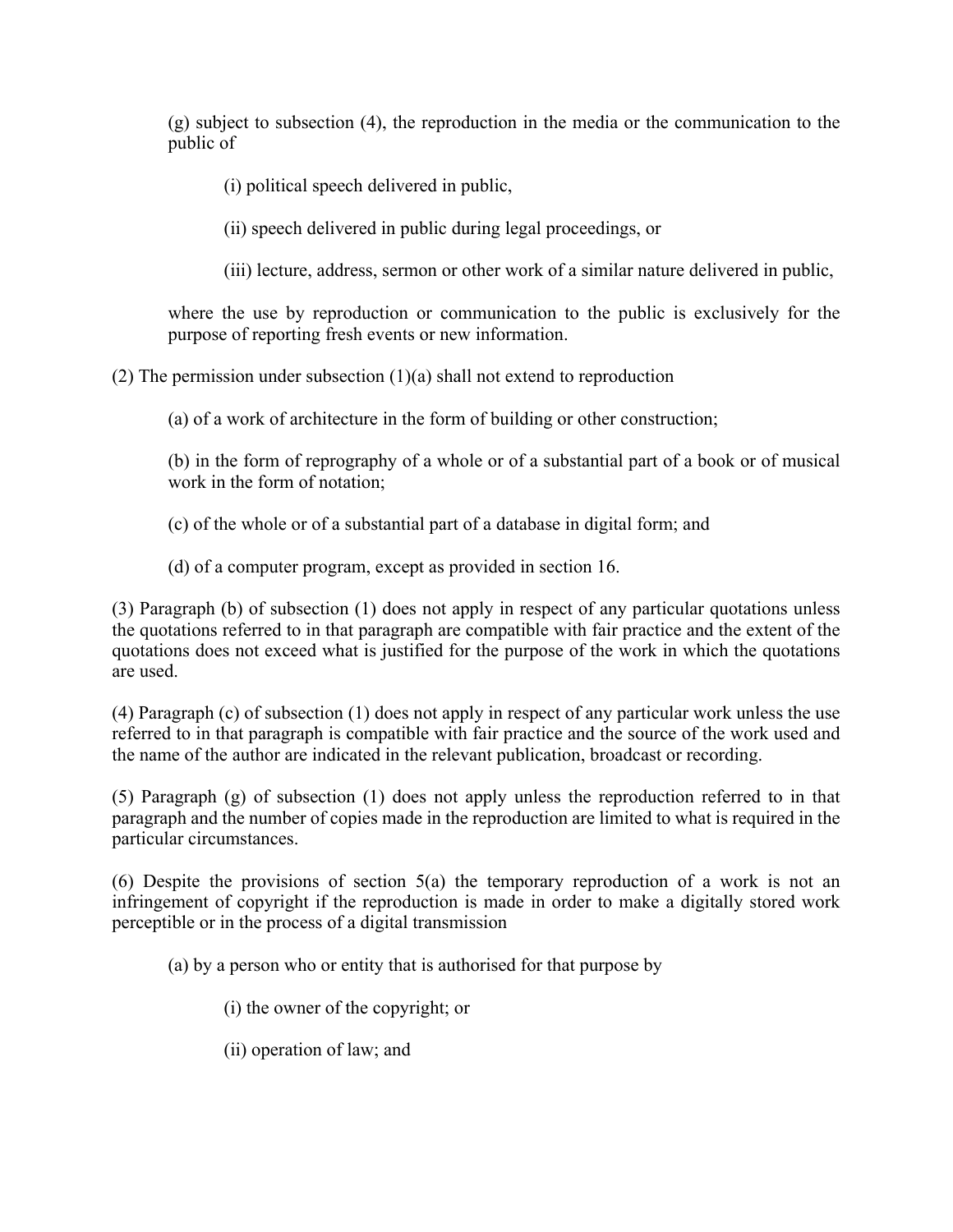(g) subject to subsection (4), the reproduction in the media or the communication to the public of

(i) political speech delivered in public,

(ii) speech delivered in public during legal proceedings, or

(iii) lecture, address, sermon or other work of a similar nature delivered in public,

where the use by reproduction or communication to the public is exclusively for the purpose of reporting fresh events or new information.

(2) The permission under subsection (1)(a) shall not extend to reproduction

(a) of a work of architecture in the form of building or other construction;

(b) in the form of reprography of a whole or of a substantial part of a book or of musical work in the form of notation;

(c) of the whole or of a substantial part of a database in digital form; and

(d) of a computer program, except as provided in section 16.

(3) Paragraph (b) of subsection (1) does not apply in respect of any particular quotations unless the quotations referred to in that paragraph are compatible with fair practice and the extent of the quotations does not exceed what is justified for the purpose of the work in which the quotations are used.

(4) Paragraph (c) of subsection (1) does not apply in respect of any particular work unless the use referred to in that paragraph is compatible with fair practice and the source of the work used and the name of the author are indicated in the relevant publication, broadcast or recording.

(5) Paragraph (g) of subsection (1) does not apply unless the reproduction referred to in that paragraph and the number of copies made in the reproduction are limited to what is required in the particular circumstances.

(6) Despite the provisions of section 5(a) the temporary reproduction of a work is not an infringement of copyright if the reproduction is made in order to make a digitally stored work perceptible or in the process of a digital transmission

(a) by a person who or entity that is authorised for that purpose by

(i) the owner of the copyright; or

(ii) operation of law; and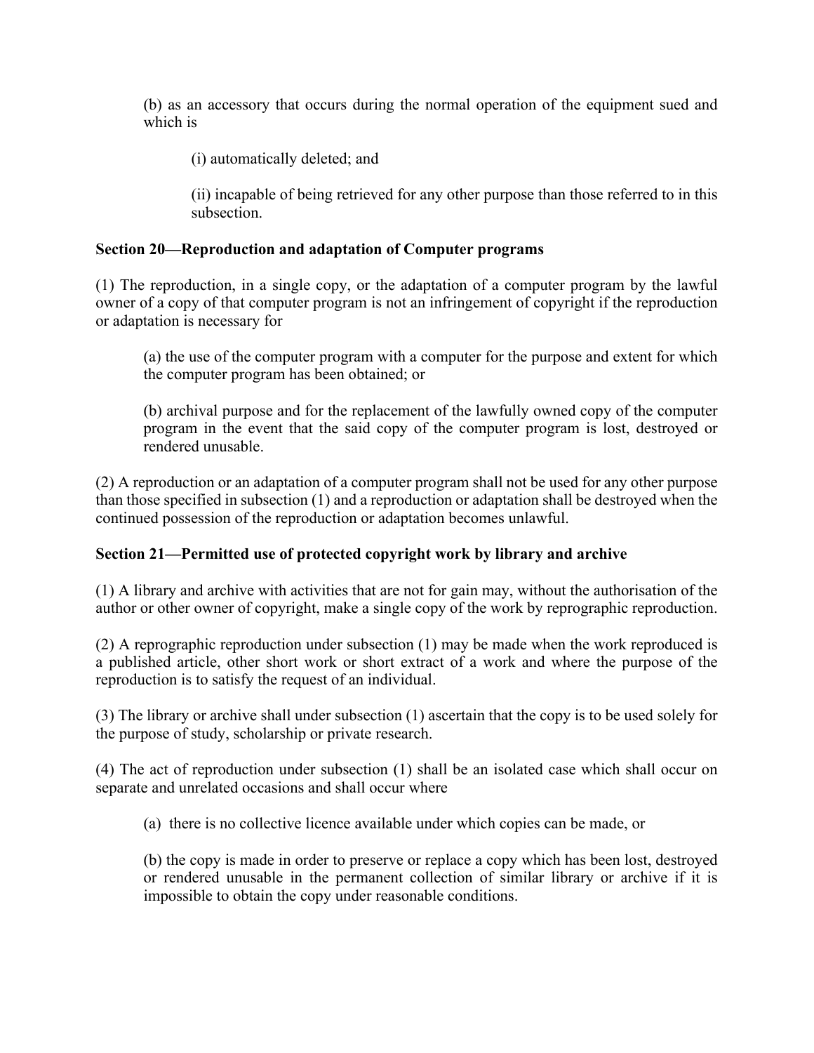(b) as an accessory that occurs during the normal operation of the equipment sued and which is

(i) automatically deleted; and

(ii) incapable of being retrieved for any other purpose than those referred to in this subsection.

**Section 20—Reproduction and adaptation of Computer programs**

(1) The reproduction, in a single copy, or the adaptation of a computer program by the lawful owner of a copy of that computer program is not an infringement of copyright if the reproduction or adaptation is necessary for

(a) the use of the computer program with a computer for the purpose and extent for which the computer program has been obtained; or

(b) archival purpose and for the replacement of the lawfully owned copy of the computer program in the event that the said copy of the computer program is lost, destroyed or rendered unusable.

(2) A reproduction or an adaptation of a computer program shall not be used for any other purpose than those specified in subsection (1) and a reproduction or adaptation shall be destroyed when the continued possession of the reproduction or adaptation becomes unlawful.

**Section 21—Permitted use of protected copyright work by library and archive**

(1) A library and archive with activities that are not for gain may, without the authorisation of the author or other owner of copyright, make a single copy of the work by reprographic reproduction.

(2) A reprographic reproduction under subsection (1) may be made when the work reproduced is a published article, other short work or short extract of a work and where the purpose of the reproduction is to satisfy the request of an individual.

(3) The library or archive shall under subsection (1) ascertain that the copy is to be used solely for the purpose of study, scholarship or private research.

(4) The act of reproduction under subsection (1) shall be an isolated case which shall occur on separate and unrelated occasions and shall occur where

(a) there is no collective licence available under which copies can be made, or

(b) the copy is made in order to preserve or replace a copy which has been lost, destroyed or rendered unusable in the permanent collection of similar library or archive if it is impossible to obtain the copy under reasonable conditions.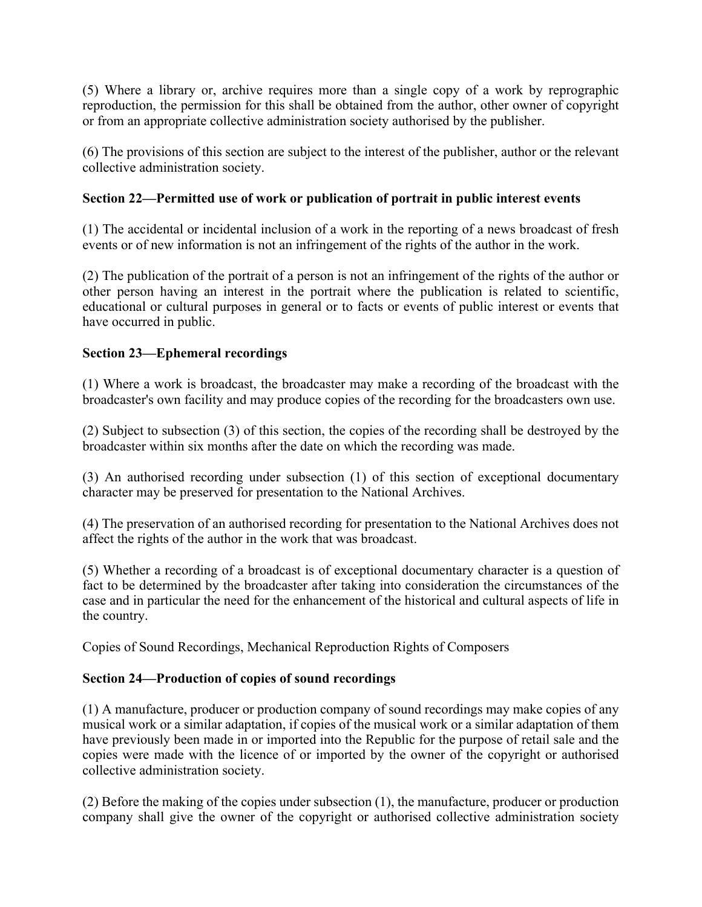(5) Where a library or, archive requires more than a single copy of a work by reprographic reproduction, the permission for this shall be obtained from the author, other owner of copyright or from an appropriate collective administration society authorised by the publisher.

(6) The provisions of this section are subject to the interest of the publisher, author or the relevant collective administration society.

**Section 22—Permitted use of work or publication of portrait in public interest events**

(1) The accidental or incidental inclusion of a work in the reporting of a news broadcast of fresh events or of new information is not an infringement of the rights of the author in the work.

(2) The publication of the portrait of a person is not an infringement of the rights of the author or other person having an interest in the portrait where the publication is related to scientific, educational or cultural purposes in general or to facts or events of public interest or events that have occurred in public.

**Section 23—Ephemeral recordings**

(1) Where a work is broadcast, the broadcaster may make a recording of the broadcast with the broadcaster's own facility and may produce copies of the recording for the broadcasters own use.

(2) Subject to subsection (3) of this section, the copies of the recording shall be destroyed by the broadcaster within six months after the date on which the recording was made.

(3) An authorised recording under subsection (1) of this section of exceptional documentary character may be preserved for presentation to the National Archives.

(4) The preservation of an authorised recording for presentation to the National Archives does not affect the rights of the author in the work that was broadcast.

(5) Whether a recording of a broadcast is of exceptional documentary character is a question of fact to be determined by the broadcaster after taking into consideration the circumstances of the case and in particular the need for the enhancement of the historical and cultural aspects of life in the country.

Copies of Sound Recordings, Mechanical Reproduction Rights of Composers

**Section 24—Production of copies of sound recordings**

(1) A manufacture, producer or production company of sound recordings may make copies of any musical work or a similar adaptation, if copies of the musical work or a similar adaptation of them have previously been made in or imported into the Republic for the purpose of retail sale and the copies were made with the licence of or imported by the owner of the copyright or authorised collective administration society.

(2) Before the making of the copies under subsection (1), the manufacture, producer or production company shall give the owner of the copyright or authorised collective administration society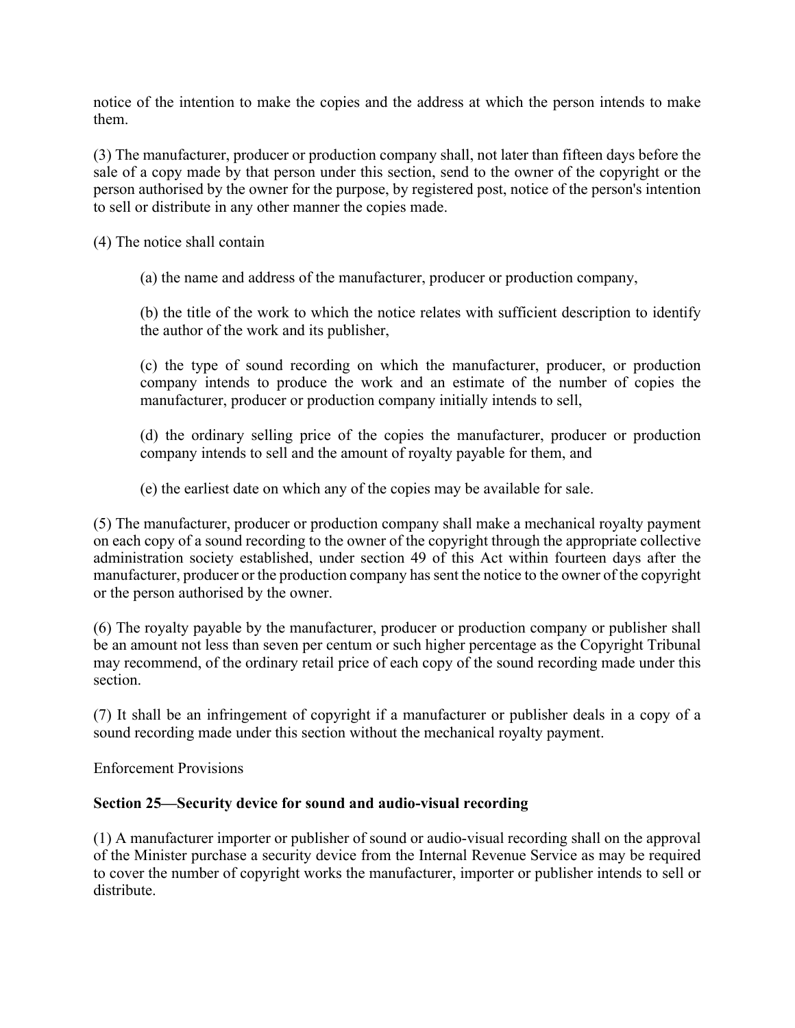notice of the intention to make the copies and the address at which the person intends to make them.

(3) The manufacturer, producer or production company shall, not later than fifteen days before the sale of a copy made by that person under this section, send to the owner of the copyright or the person authorised by the owner for the purpose, by registered post, notice of the person's intention to sell or distribute in any other manner the copies made.

(4) The notice shall contain

> (a) the name and address of the manufacturer, producer or production company,
>
> (b) the title of the work to which the notice relates with sufficient description to identify the author of the work and its publisher,
>
> (c) the type of sound recording on which the manufacturer, producer, or production company intends to produce the work and an estimate of the number of copies the manufacturer, producer or production company initially intends to sell,
>
> (d) the ordinary selling price of the copies the manufacturer, producer or production company intends to sell and the amount of royalty payable for them, and
>
> (e) the earliest date on which any of the copies may be available for sale.

(5) The manufacturer, producer or production company shall make a mechanical royalty payment on each copy of a sound recording to the owner of the copyright through the appropriate collective administration society established, under section 49 of this Act within fourteen days after the manufacturer, producer or the production company has sent the notice to the owner of the copyright or the person authorised by the owner.

(6) The royalty payable by the manufacturer, producer or production company or publisher shall be an amount not less than seven per centum or such higher percentage as the Copyright Tribunal may recommend, of the ordinary retail price of each copy of the sound recording made under this section.

(7) It shall be an infringement of copyright if a manufacturer or publisher deals in a copy of a sound recording made under this section without the mechanical royalty payment.

Enforcement Provisions

**Section 25—Security device for sound and audio-visual recording**

(1) A manufacturer importer or publisher of sound or audio-visual recording shall on the approval of the Minister purchase a security device from the Internal Revenue Service as may be required to cover the number of copyright works the manufacturer, importer or publisher intends to sell or distribute.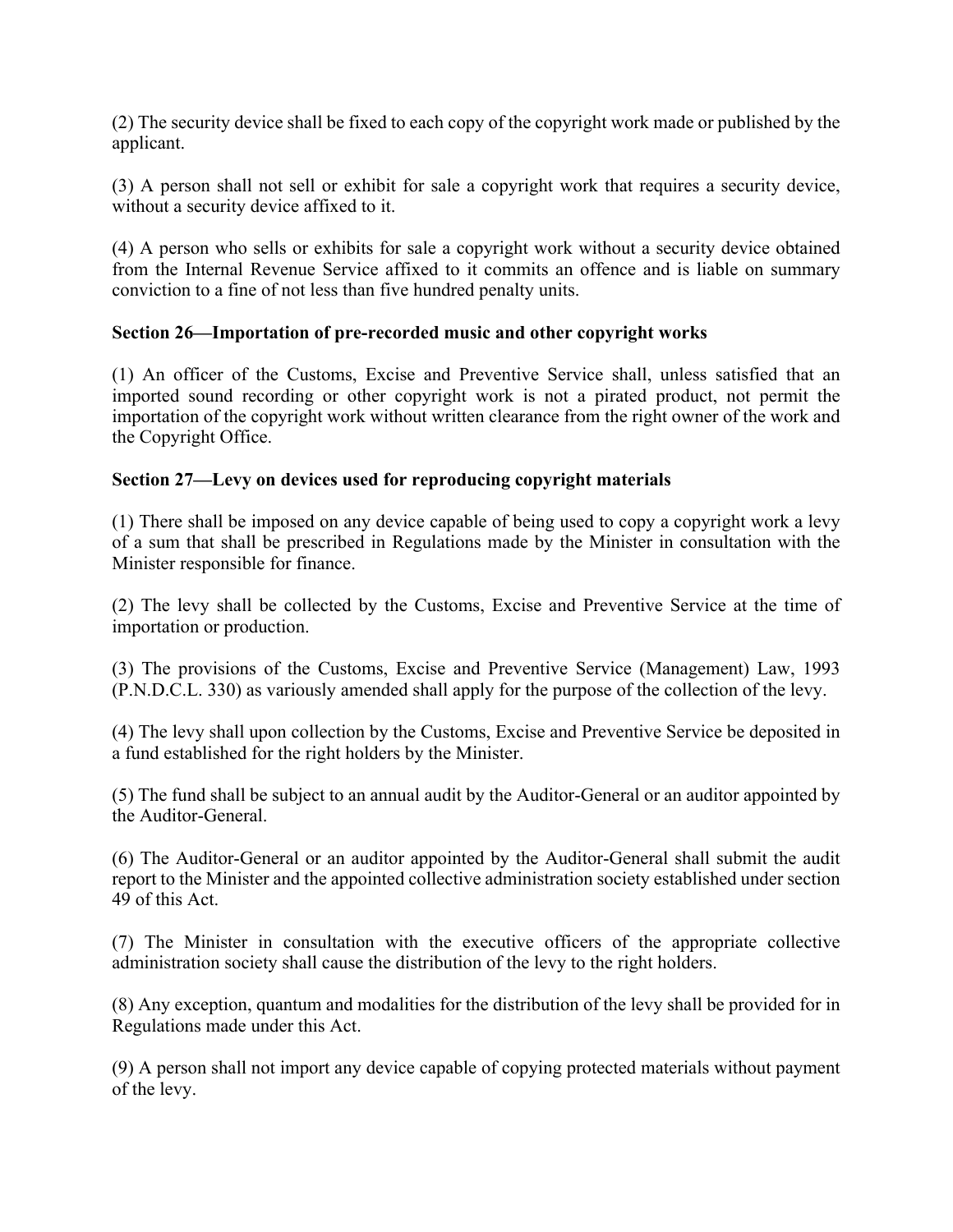(2) The security device shall be fixed to each copy of the copyright work made or published by the applicant.

(3) A person shall not sell or exhibit for sale a copyright work that requires a security device, without a security device affixed to it.

(4) A person who sells or exhibits for sale a copyright work without a security device obtained from the Internal Revenue Service affixed to it commits an offence and is liable on summary conviction to a fine of not less than five hundred penalty units.

**Section 26—Importation of pre-recorded music and other copyright works**

(1) An officer of the Customs, Excise and Preventive Service shall, unless satisfied that an imported sound recording or other copyright work is not a pirated product, not permit the importation of the copyright work without written clearance from the right owner of the work and the Copyright Office.

**Section 27—Levy on devices used for reproducing copyright materials**

(1) There shall be imposed on any device capable of being used to copy a copyright work a levy of a sum that shall be prescribed in Regulations made by the Minister in consultation with the Minister responsible for finance.

(2) The levy shall be collected by the Customs, Excise and Preventive Service at the time of importation or production.

(3) The provisions of the Customs, Excise and Preventive Service (Management) Law, 1993 (P.N.D.C.L. 330) as variously amended shall apply for the purpose of the collection of the levy.

(4) The levy shall upon collection by the Customs, Excise and Preventive Service be deposited in a fund established for the right holders by the Minister.

(5) The fund shall be subject to an annual audit by the Auditor-General or an auditor appointed by the Auditor-General.

(6) The Auditor-General or an auditor appointed by the Auditor-General shall submit the audit report to the Minister and the appointed collective administration society established under section 49 of this Act.

(7) The Minister in consultation with the executive officers of the appropriate collective administration society shall cause the distribution of the levy to the right holders.

(8) Any exception, quantum and modalities for the distribution of the levy shall be provided for in Regulations made under this Act.

(9) A person shall not import any device capable of copying protected materials without payment of the levy.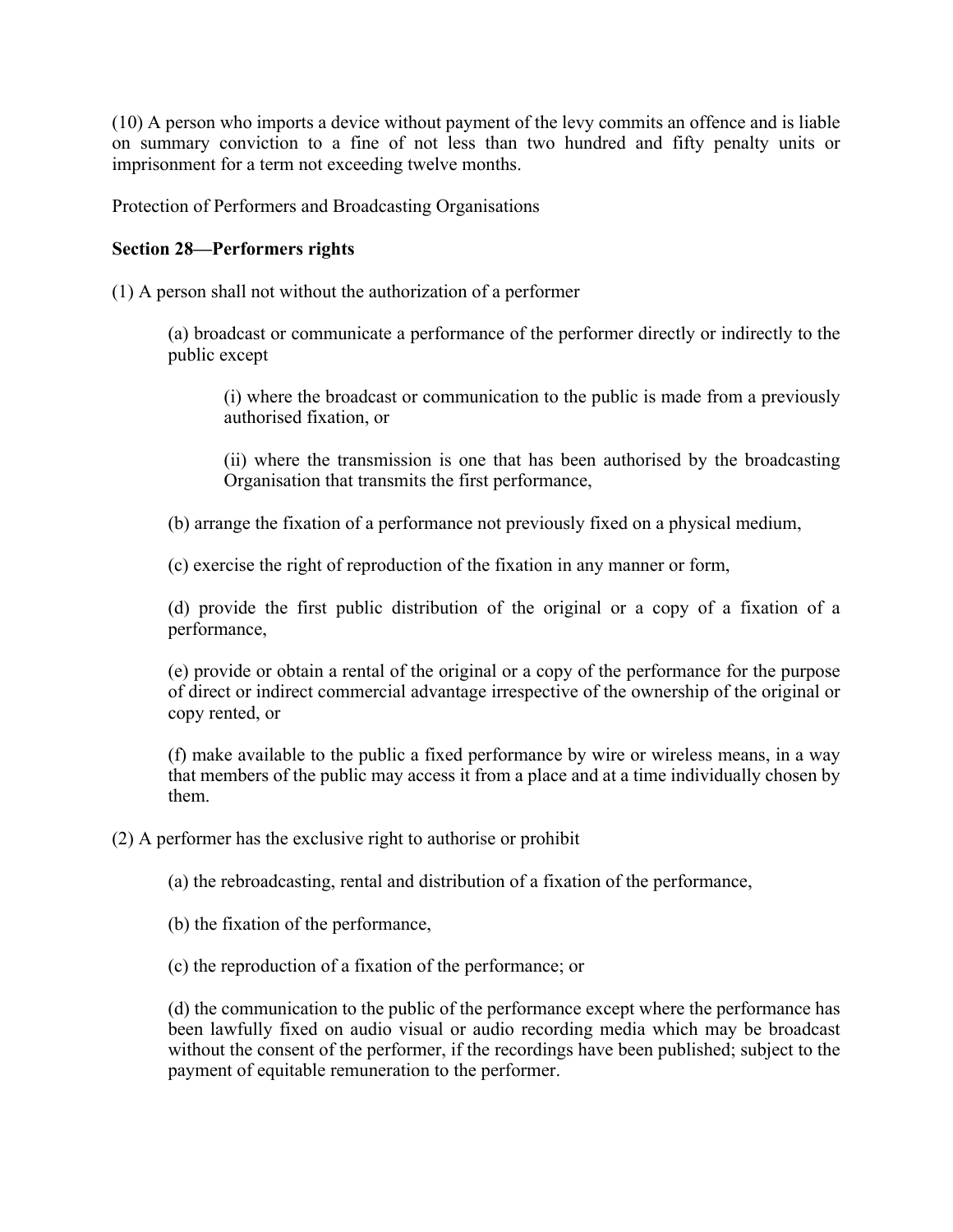(10) A person who imports a device without payment of the levy commits an offence and is liable on summary conviction to a fine of not less than two hundred and fifty penalty units or imprisonment for a term not exceeding twelve months.

Protection of Performers and Broadcasting Organisations

**Section 28—Performers rights**

(1) A person shall not without the authorization of a performer

> (a) broadcast or communicate a performance of the performer directly or indirectly to the public except
>
> > (i) where the broadcast or communication to the public is made from a previously authorised fixation, or
> >
> > (ii) where the transmission is one that has been authorised by the broadcasting Organisation that transmits the first performance,
>
> (b) arrange the fixation of a performance not previously fixed on a physical medium,
>
> (c) exercise the right of reproduction of the fixation in any manner or form,
>
> (d) provide the first public distribution of the original or a copy of a fixation of a performance,
>
> (e) provide or obtain a rental of the original or a copy of the performance for the purpose of direct or indirect commercial advantage irrespective of the ownership of the original or copy rented, or
>
> (f) make available to the public a fixed performance by wire or wireless means, in a way that members of the public may access it from a place and at a time individually chosen by them.

(2) A performer has the exclusive right to authorise or prohibit

> (a) the rebroadcasting, rental and distribution of a fixation of the performance,
>
> (b) the fixation of the performance,
>
> (c) the reproduction of a fixation of the performance; or
>
> (d) the communication to the public of the performance except where the performance has been lawfully fixed on audio visual or audio recording media which may be broadcast without the consent of the performer, if the recordings have been published; subject to the payment of equitable remuneration to the performer.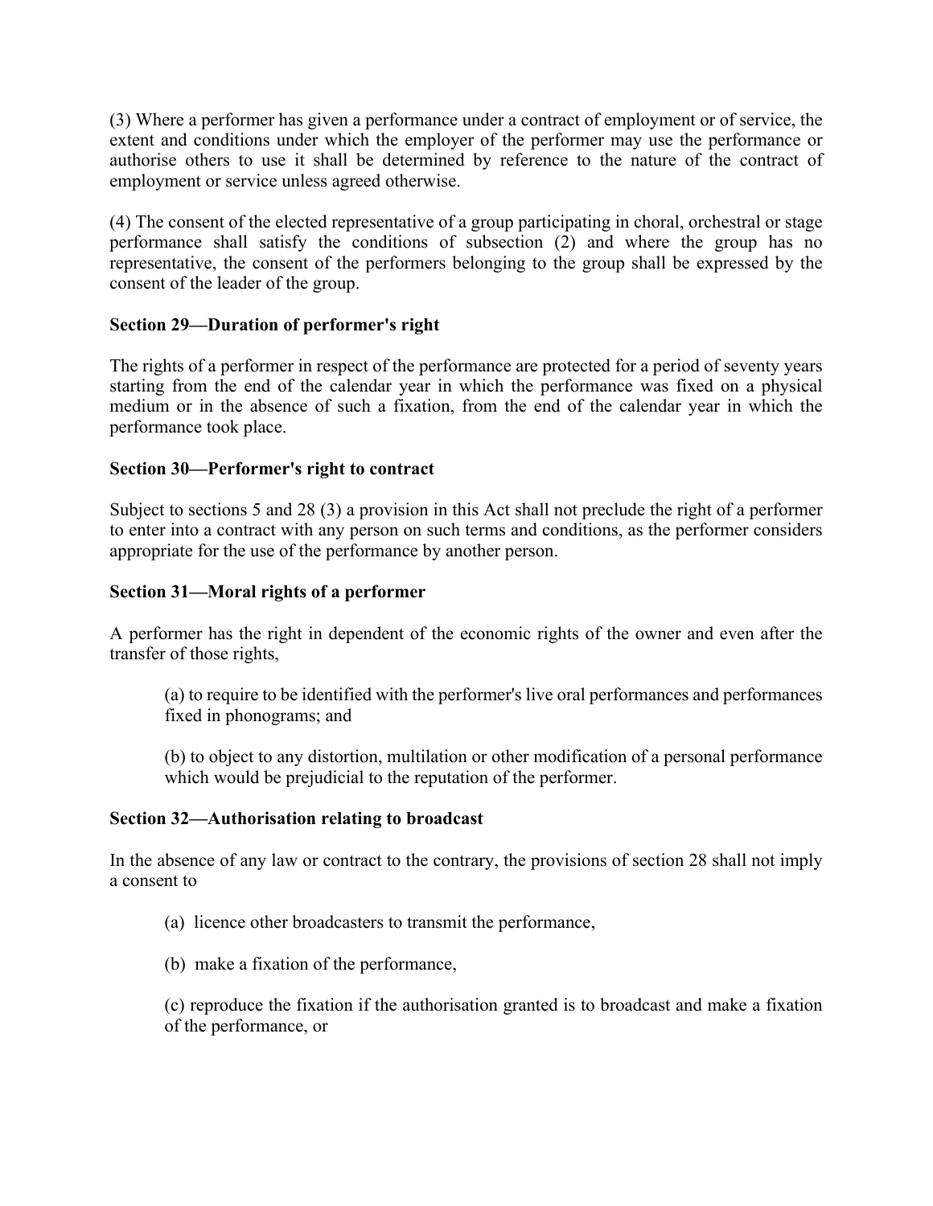(3) Where a performer has given a performance under a contract of employment or of service, the extent and conditions under which the employer of the performer may use the performance or authorise others to use it shall be determined by reference to the nature of the contract of employment or service unless agreed otherwise.

(4) The consent of the elected representative of a group participating in choral, orchestral or stage performance shall satisfy the conditions of subsection (2) and where the group has no representative, the consent of the performers belonging to the group shall be expressed by the consent of the leader of the group.

**Section 29—Duration of performer's right**

The rights of a performer in respect of the performance are protected for a period of seventy years starting from the end of the calendar year in which the performance was fixed on a physical medium or in the absence of such a fixation, from the end of the calendar year in which the performance took place.

**Section 30—Performer's right to contract**

Subject to sections 5 and 28 (3) a provision in this Act shall not preclude the right of a performer to enter into a contract with any person on such terms and conditions, as the performer considers appropriate for the use of the performance by another person.

**Section 31—Moral rights of a performer**

A performer has the right in dependent of the economic rights of the owner and even after the transfer of those rights,

> (a) to require to be identified with the performer's live oral performances and performances fixed in phonograms; and
>
> (b) to object to any distortion, multilation or other modification of a personal performance which would be prejudicial to the reputation of the performer.

**Section 32—Authorisation relating to broadcast**

In the absence of any law or contract to the contrary, the provisions of section 28 shall not imply a consent to

> (a) licence other broadcasters to transmit the performance,
>
> (b) make a fixation of the performance,
>
> (c) reproduce the fixation if the authorisation granted is to broadcast and make a fixation of the performance, or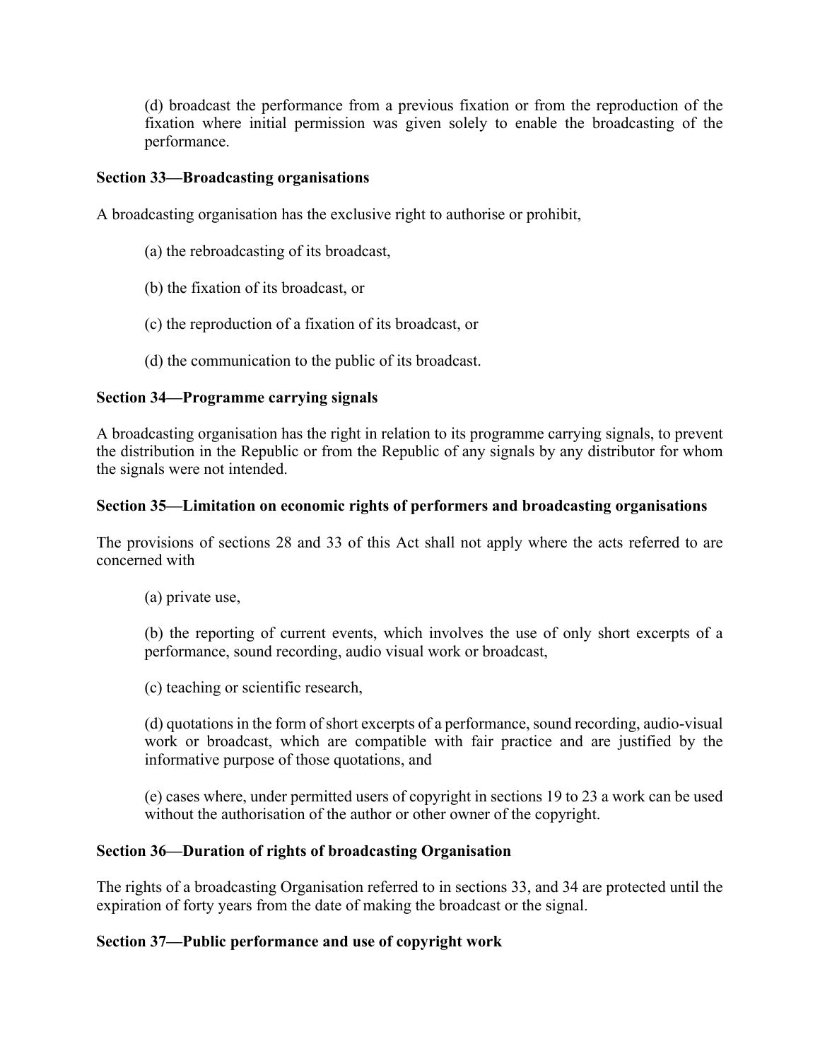(d) broadcast the performance from a previous fixation or from the reproduction of the fixation where initial permission was given solely to enable the broadcasting of the performance.

**Section 33—Broadcasting organisations**

A broadcasting organisation has the exclusive right to authorise or prohibit,

(a) the rebroadcasting of its broadcast,

(b) the fixation of its broadcast, or

(c) the reproduction of a fixation of its broadcast, or

(d) the communication to the public of its broadcast.

**Section 34—Programme carrying signals**

A broadcasting organisation has the right in relation to its programme carrying signals, to prevent the distribution in the Republic or from the Republic of any signals by any distributor for whom the signals were not intended.

**Section 35—Limitation on economic rights of performers and broadcasting organisations**

The provisions of sections 28 and 33 of this Act shall not apply where the acts referred to are concerned with

(a) private use,

(b) the reporting of current events, which involves the use of only short excerpts of a performance, sound recording, audio visual work or broadcast,

(c) teaching or scientific research,

(d) quotations in the form of short excerpts of a performance, sound recording, audio-visual work or broadcast, which are compatible with fair practice and are justified by the informative purpose of those quotations, and

(e) cases where, under permitted users of copyright in sections 19 to 23 a work can be used without the authorisation of the author or other owner of the copyright.

**Section 36—Duration of rights of broadcasting Organisation**

The rights of a broadcasting Organisation referred to in sections 33, and 34 are protected until the expiration of forty years from the date of making the broadcast or the signal.

**Section 37—Public performance and use of copyright work**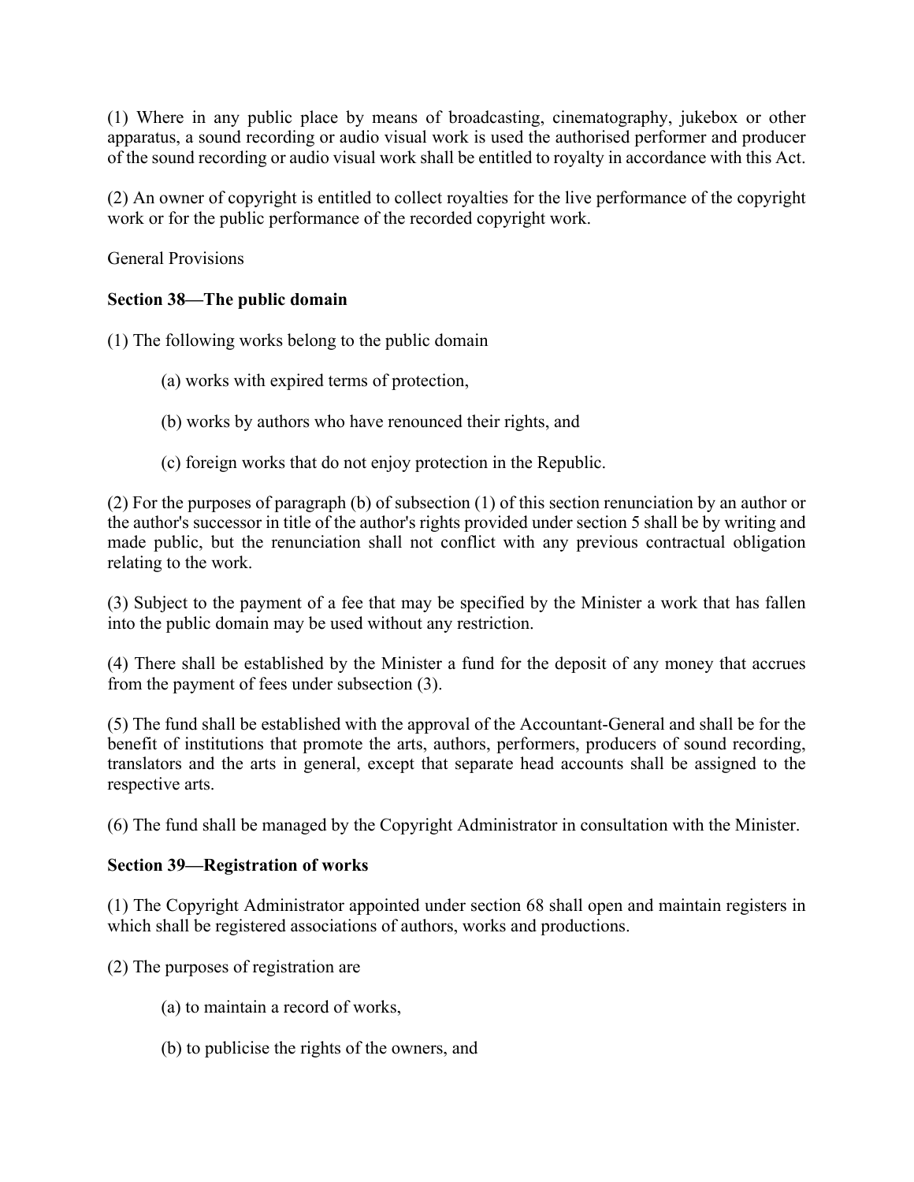(1) Where in any public place by means of broadcasting, cinematography, jukebox or other apparatus, a sound recording or audio visual work is used the authorised performer and producer of the sound recording or audio visual work shall be entitled to royalty in accordance with this Act.

(2) An owner of copyright is entitled to collect royalties for the live performance of the copyright work or for the public performance of the recorded copyright work.

General Provisions

**Section 38—The public domain**

(1) The following works belong to the public domain

(a) works with expired terms of protection,

(b) works by authors who have renounced their rights, and

(c) foreign works that do not enjoy protection in the Republic.

(2) For the purposes of paragraph (b) of subsection (1) of this section renunciation by an author or the author's successor in title of the author's rights provided under section 5 shall be by writing and made public, but the renunciation shall not conflict with any previous contractual obligation relating to the work.

(3) Subject to the payment of a fee that may be specified by the Minister a work that has fallen into the public domain may be used without any restriction.

(4) There shall be established by the Minister a fund for the deposit of any money that accrues from the payment of fees under subsection (3).

(5) The fund shall be established with the approval of the Accountant-General and shall be for the benefit of institutions that promote the arts, authors, performers, producers of sound recording, translators and the arts in general, except that separate head accounts shall be assigned to the respective arts.

(6) The fund shall be managed by the Copyright Administrator in consultation with the Minister.

**Section 39—Registration of works**

(1) The Copyright Administrator appointed under section 68 shall open and maintain registers in which shall be registered associations of authors, works and productions.

(2) The purposes of registration are

(a) to maintain a record of works,

(b) to publicise the rights of the owners, and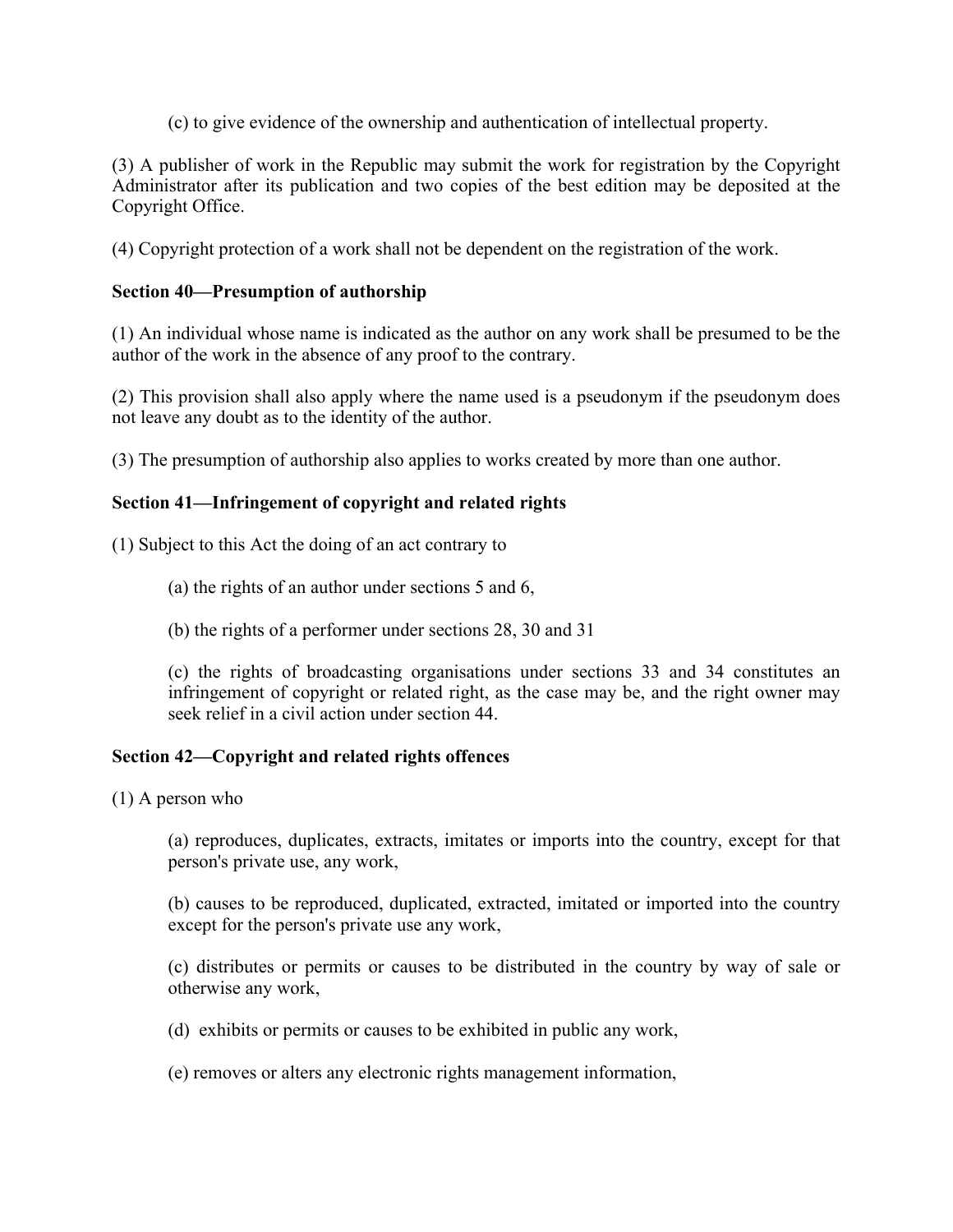(c) to give evidence of the ownership and authentication of intellectual property.

(3) A publisher of work in the Republic may submit the work for registration by the Copyright Administrator after its publication and two copies of the best edition may be deposited at the Copyright Office.

(4) Copyright protection of a work shall not be dependent on the registration of the work.

**Section 40—Presumption of authorship**

(1) An individual whose name is indicated as the author on any work shall be presumed to be the author of the work in the absence of any proof to the contrary.

(2) This provision shall also apply where the name used is a pseudonym if the pseudonym does not leave any doubt as to the identity of the author.

(3) The presumption of authorship also applies to works created by more than one author.

**Section 41—Infringement of copyright and related rights**

(1) Subject to this Act the doing of an act contrary to

(a) the rights of an author under sections 5 and 6,

(b) the rights of a performer under sections 28, 30 and 31

(c) the rights of broadcasting organisations under sections 33 and 34 constitutes an infringement of copyright or related right, as the case may be, and the right owner may seek relief in a civil action under section 44.

**Section 42—Copyright and related rights offences**

(1) A person who

(a) reproduces, duplicates, extracts, imitates or imports into the country, except for that person's private use, any work,

(b) causes to be reproduced, duplicated, extracted, imitated or imported into the country except for the person's private use any work,

(c) distributes or permits or causes to be distributed in the country by way of sale or otherwise any work,

(d) exhibits or permits or causes to be exhibited in public any work,

(e) removes or alters any electronic rights management information,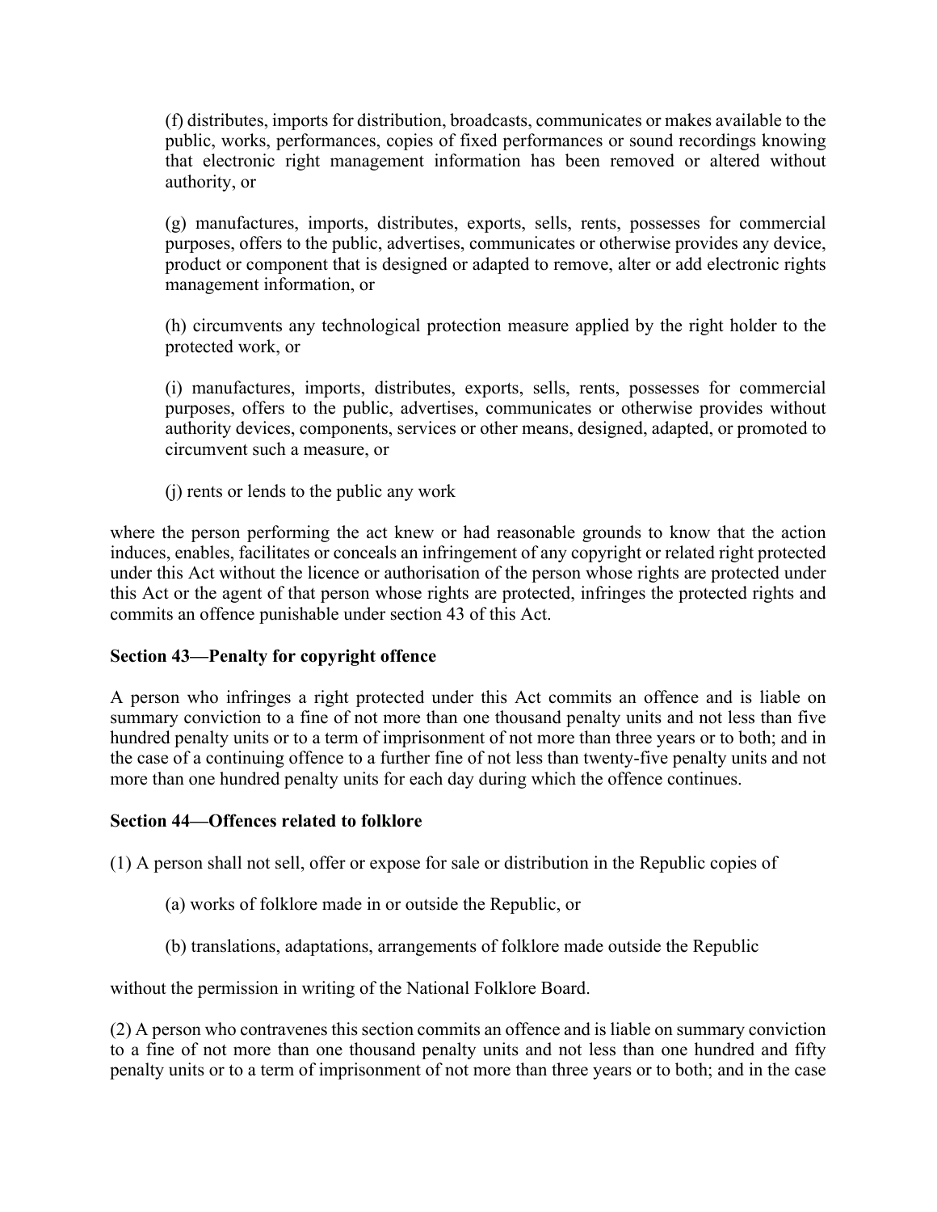(f) distributes, imports for distribution, broadcasts, communicates or makes available to the public, works, performances, copies of fixed performances or sound recordings knowing that electronic right management information has been removed or altered without authority, or

(g) manufactures, imports, distributes, exports, sells, rents, possesses for commercial purposes, offers to the public, advertises, communicates or otherwise provides any device, product or component that is designed or adapted to remove, alter or add electronic rights management information, or

(h) circumvents any technological protection measure applied by the right holder to the protected work, or

(i) manufactures, imports, distributes, exports, sells, rents, possesses for commercial purposes, offers to the public, advertises, communicates or otherwise provides without authority devices, components, services or other means, designed, adapted, or promoted to circumvent such a measure, or

(j) rents or lends to the public any work

where the person performing the act knew or had reasonable grounds to know that the action induces, enables, facilitates or conceals an infringement of any copyright or related right protected under this Act without the licence or authorisation of the person whose rights are protected under this Act or the agent of that person whose rights are protected, infringes the protected rights and commits an offence punishable under section 43 of this Act.

**Section 43—Penalty for copyright offence**

A person who infringes a right protected under this Act commits an offence and is liable on summary conviction to a fine of not more than one thousand penalty units and not less than five hundred penalty units or to a term of imprisonment of not more than three years or to both; and in the case of a continuing offence to a further fine of not less than twenty-five penalty units and not more than one hundred penalty units for each day during which the offence continues.

**Section 44—Offences related to folklore**

(1) A person shall not sell, offer or expose for sale or distribution in the Republic copies of

(a) works of folklore made in or outside the Republic, or

(b) translations, adaptations, arrangements of folklore made outside the Republic

without the permission in writing of the National Folklore Board.

(2) A person who contravenes this section commits an offence and is liable on summary conviction to a fine of not more than one thousand penalty units and not less than one hundred and fifty penalty units or to a term of imprisonment of not more than three years or to both; and in the case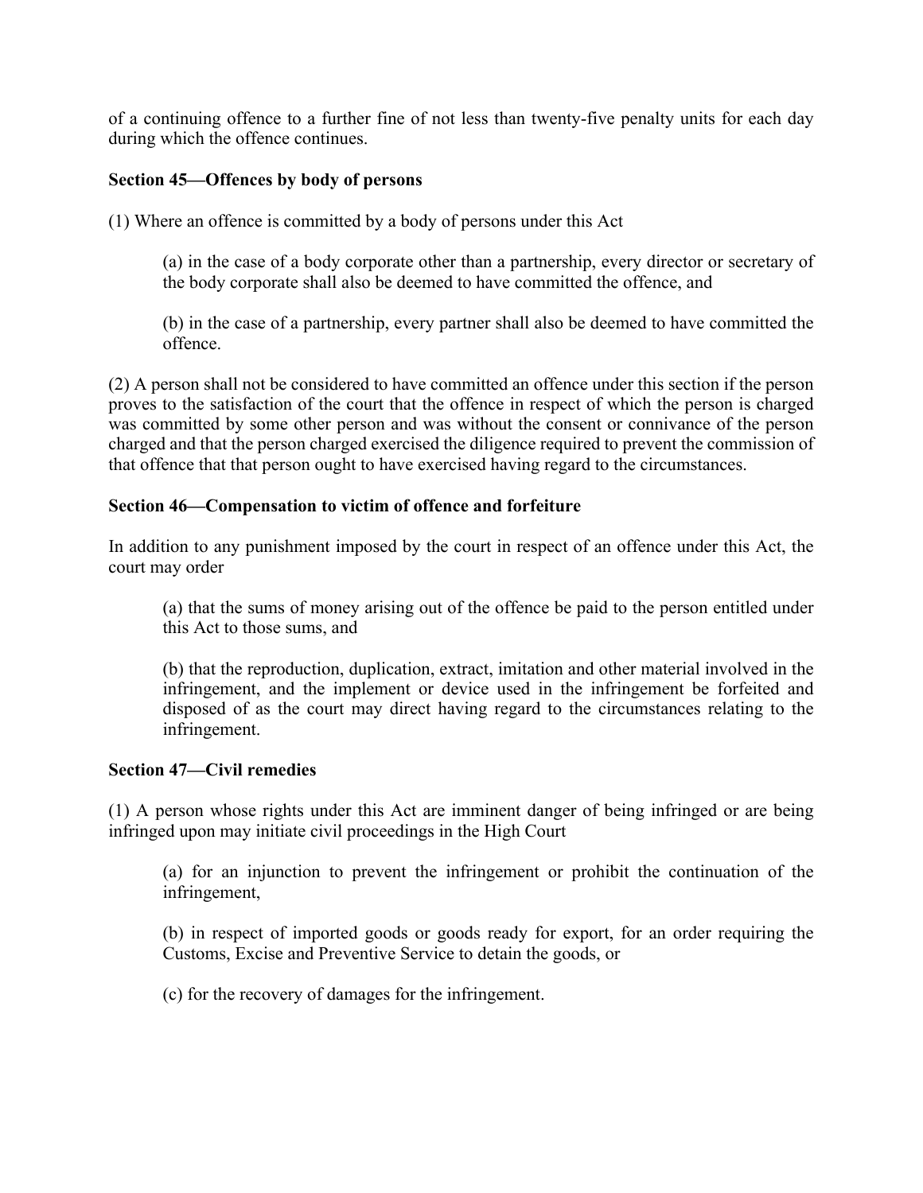of a continuing offence to a further fine of not less than twenty-five penalty units for each day during which the offence continues.

**Section 45—Offences by body of persons**

(1) Where an offence is committed by a body of persons under this Act

> (a) in the case of a body corporate other than a partnership, every director or secretary of the body corporate shall also be deemed to have committed the offence, and
>
> (b) in the case of a partnership, every partner shall also be deemed to have committed the offence.

(2) A person shall not be considered to have committed an offence under this section if the person proves to the satisfaction of the court that the offence in respect of which the person is charged was committed by some other person and was without the consent or connivance of the person charged and that the person charged exercised the diligence required to prevent the commission of that offence that that person ought to have exercised having regard to the circumstances.

**Section 46—Compensation to victim of offence and forfeiture**

In addition to any punishment imposed by the court in respect of an offence under this Act, the court may order

> (a) that the sums of money arising out of the offence be paid to the person entitled under this Act to those sums, and
>
> (b) that the reproduction, duplication, extract, imitation and other material involved in the infringement, and the implement or device used in the infringement be forfeited and disposed of as the court may direct having regard to the circumstances relating to the infringement.

**Section 47—Civil remedies**

(1) A person whose rights under this Act are imminent danger of being infringed or are being infringed upon may initiate civil proceedings in the High Court

> (a) for an injunction to prevent the infringement or prohibit the continuation of the infringement,
>
> (b) in respect of imported goods or goods ready for export, for an order requiring the Customs, Excise and Preventive Service to detain the goods, or
>
> (c) for the recovery of damages for the infringement.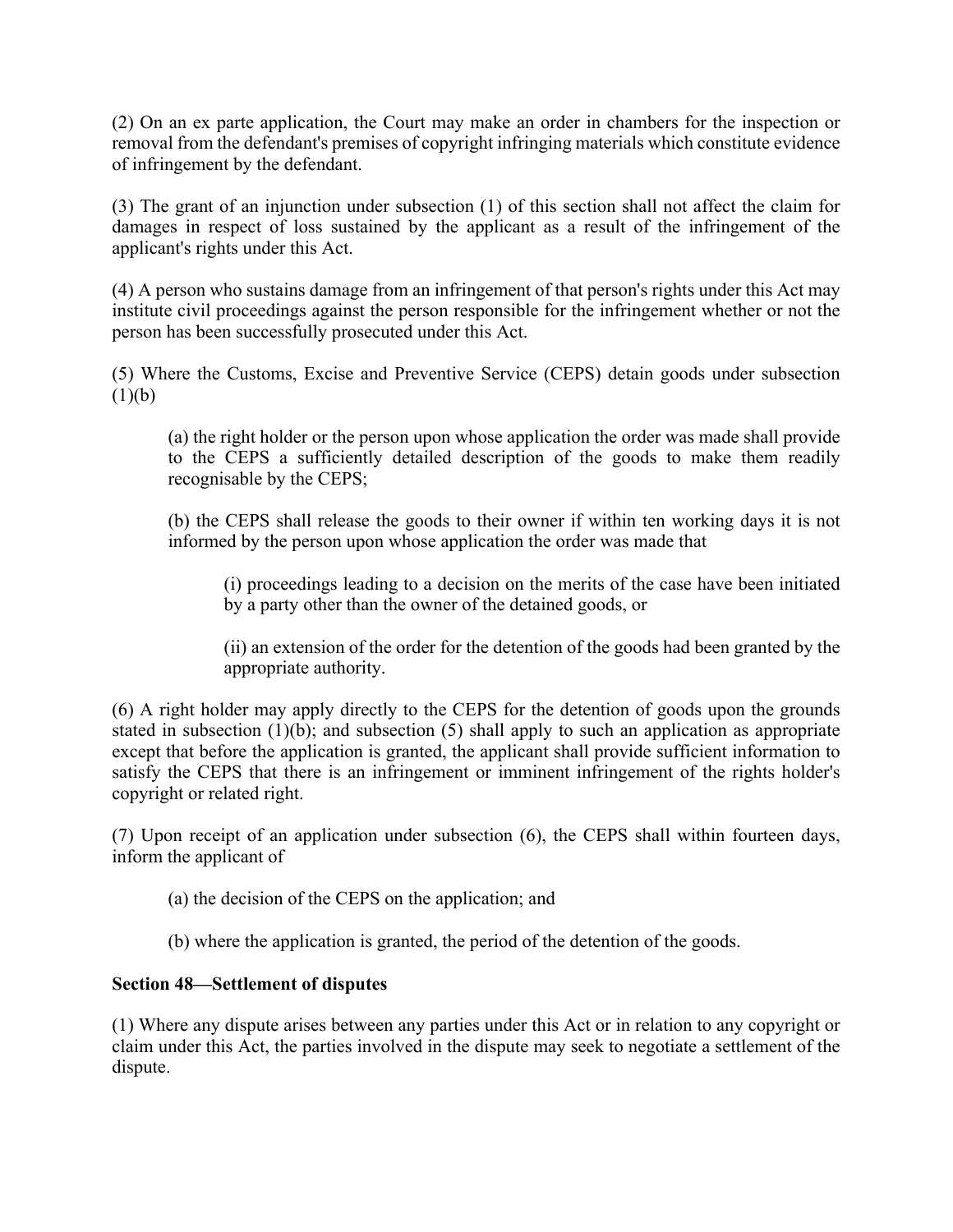(2) On an ex parte application, the Court may make an order in chambers for the inspection or removal from the defendant's premises of copyright infringing materials which constitute evidence of infringement by the defendant.

(3) The grant of an injunction under subsection (1) of this section shall not affect the claim for damages in respect of loss sustained by the applicant as a result of the infringement of the applicant's rights under this Act.

(4) A person who sustains damage from an infringement of that person's rights under this Act may institute civil proceedings against the person responsible for the infringement whether or not the person has been successfully prosecuted under this Act.

(5) Where the Customs, Excise and Preventive Service (CEPS) detain goods under subsection (1)(b)

> (a) the right holder or the person upon whose application the order was made shall provide to the CEPS a sufficiently detailed description of the goods to make them readily recognisable by the CEPS;
>
> (b) the CEPS shall release the goods to their owner if within ten working days it is not informed by the person upon whose application the order was made that
>
> > (i) proceedings leading to a decision on the merits of the case have been initiated by a party other than the owner of the detained goods, or
> >
> > (ii) an extension of the order for the detention of the goods had been granted by the appropriate authority.

(6) A right holder may apply directly to the CEPS for the detention of goods upon the grounds stated in subsection (1)(b); and subsection (5) shall apply to such an application as appropriate except that before the application is granted, the applicant shall provide sufficient information to satisfy the CEPS that there is an infringement or imminent infringement of the rights holder's copyright or related right.

(7) Upon receipt of an application under subsection (6), the CEPS shall within fourteen days, inform the applicant of

> (a) the decision of the CEPS on the application; and
>
> (b) where the application is granted, the period of the detention of the goods.

**Section 48—Settlement of disputes**

(1) Where any dispute arises between any parties under this Act or in relation to any copyright or claim under this Act, the parties involved in the dispute may seek to negotiate a settlement of the dispute.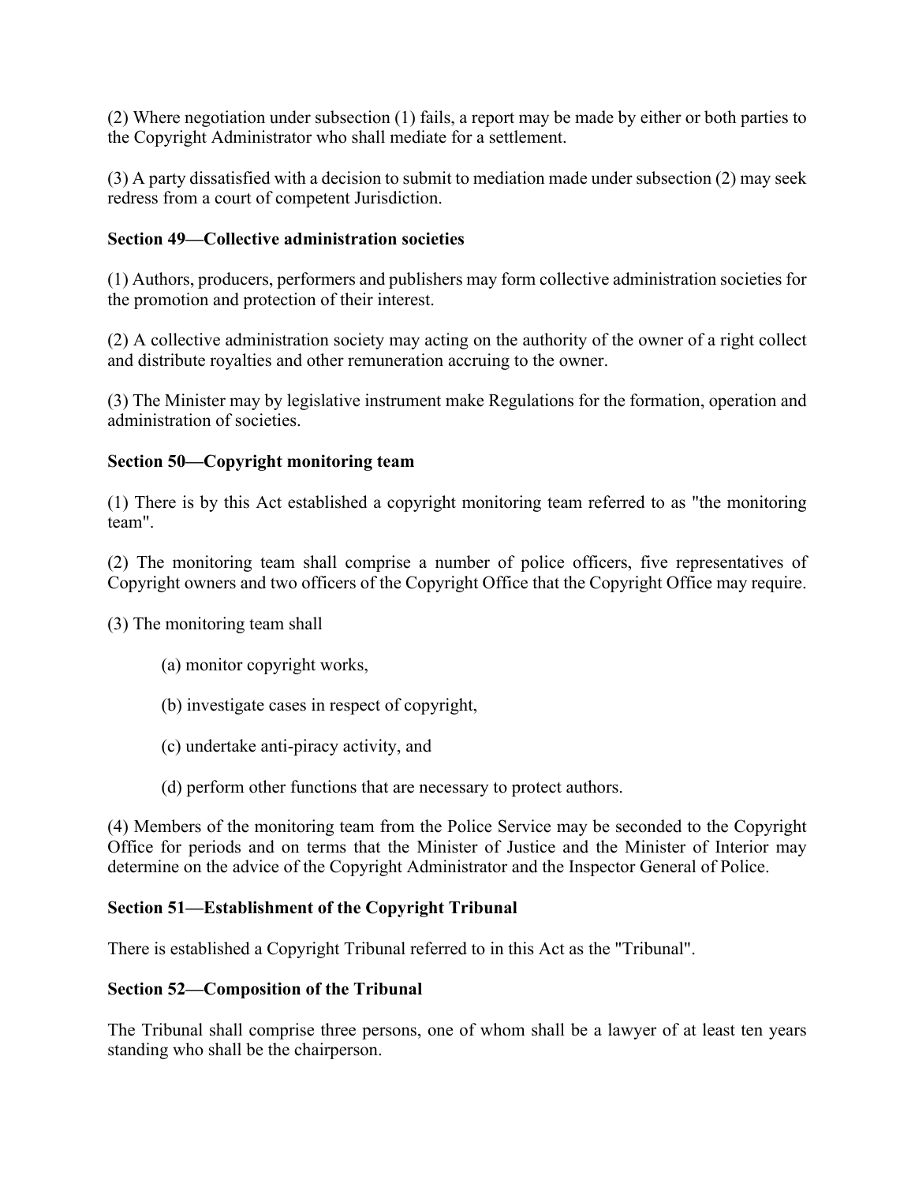(2) Where negotiation under subsection (1) fails, a report may be made by either or both parties to the Copyright Administrator who shall mediate for a settlement.

(3) A party dissatisfied with a decision to submit to mediation made under subsection (2) may seek redress from a court of competent Jurisdiction.

**Section 49—Collective administration societies**

(1) Authors, producers, performers and publishers may form collective administration societies for the promotion and protection of their interest.

(2) A collective administration society may acting on the authority of the owner of a right collect and distribute royalties and other remuneration accruing to the owner.

(3) The Minister may by legislative instrument make Regulations for the formation, operation and administration of societies.

**Section 50—Copyright monitoring team**

(1) There is by this Act established a copyright monitoring team referred to as "the monitoring team".

(2) The monitoring team shall comprise a number of police officers, five representatives of Copyright owners and two officers of the Copyright Office that the Copyright Office may require.

(3) The monitoring team shall

(a) monitor copyright works,

(b) investigate cases in respect of copyright,

(c) undertake anti-piracy activity, and

(d) perform other functions that are necessary to protect authors.

(4) Members of the monitoring team from the Police Service may be seconded to the Copyright Office for periods and on terms that the Minister of Justice and the Minister of Interior may determine on the advice of the Copyright Administrator and the Inspector General of Police.

**Section 51—Establishment of the Copyright Tribunal**

There is established a Copyright Tribunal referred to in this Act as the "Tribunal".

**Section 52—Composition of the Tribunal**

The Tribunal shall comprise three persons, one of whom shall be a lawyer of at least ten years standing who shall be the chairperson.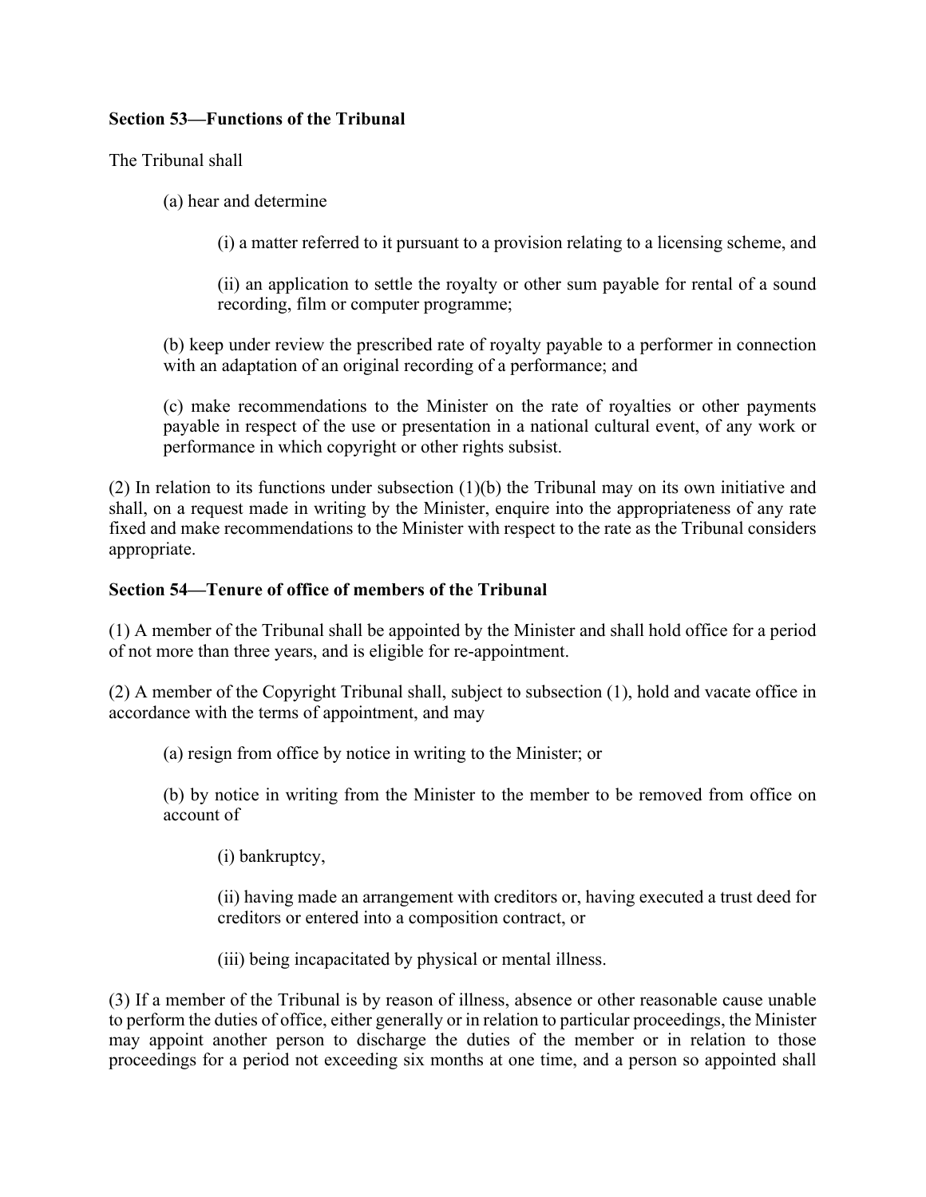**Section 53—Functions of the Tribunal**

The Tribunal shall

(a) hear and determine

(i) a matter referred to it pursuant to a provision relating to a licensing scheme, and

(ii) an application to settle the royalty or other sum payable for rental of a sound recording, film or computer programme;

(b) keep under review the prescribed rate of royalty payable to a performer in connection with an adaptation of an original recording of a performance; and

(c) make recommendations to the Minister on the rate of royalties or other payments payable in respect of the use or presentation in a national cultural event, of any work or performance in which copyright or other rights subsist.

(2) In relation to its functions under subsection (1)(b) the Tribunal may on its own initiative and shall, on a request made in writing by the Minister, enquire into the appropriateness of any rate fixed and make recommendations to the Minister with respect to the rate as the Tribunal considers appropriate.

**Section 54—Tenure of office of members of the Tribunal**

(1) A member of the Tribunal shall be appointed by the Minister and shall hold office for a period of not more than three years, and is eligible for re-appointment.

(2) A member of the Copyright Tribunal shall, subject to subsection (1), hold and vacate office in accordance with the terms of appointment, and may

(a) resign from office by notice in writing to the Minister; or

(b) by notice in writing from the Minister to the member to be removed from office on account of

(i) bankruptcy,

(ii) having made an arrangement with creditors or, having executed a trust deed for creditors or entered into a composition contract, or

(iii) being incapacitated by physical or mental illness.

(3) If a member of the Tribunal is by reason of illness, absence or other reasonable cause unable to perform the duties of office, either generally or in relation to particular proceedings, the Minister may appoint another person to discharge the duties of the member or in relation to those proceedings for a period not exceeding six months at one time, and a person so appointed shall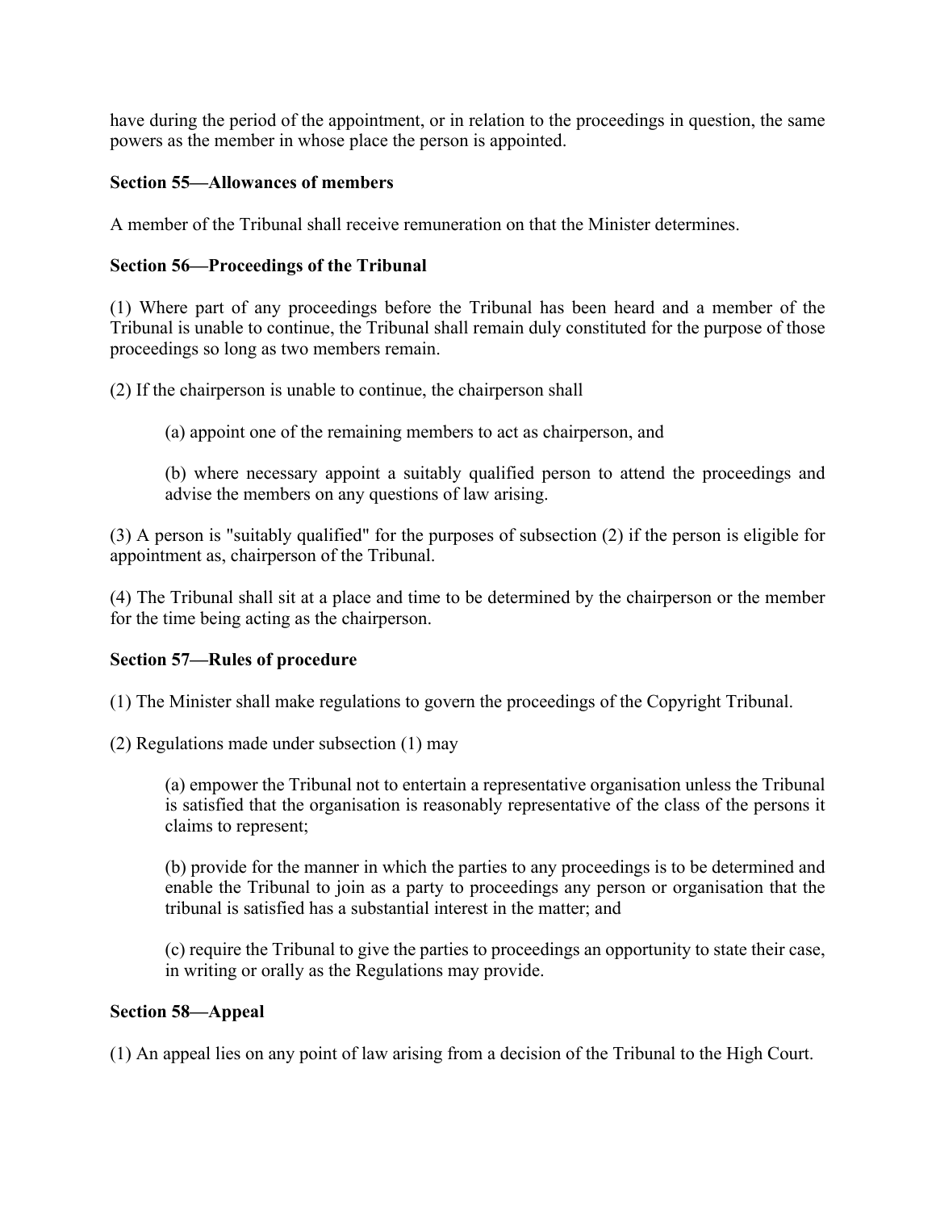have during the period of the appointment, or in relation to the proceedings in question, the same powers as the member in whose place the person is appointed.

**Section 55—Allowances of members**

A member of the Tribunal shall receive remuneration on that the Minister determines.

**Section 56—Proceedings of the Tribunal**

(1) Where part of any proceedings before the Tribunal has been heard and a member of the Tribunal is unable to continue, the Tribunal shall remain duly constituted for the purpose of those proceedings so long as two members remain.

(2) If the chairperson is unable to continue, the chairperson shall

> (a) appoint one of the remaining members to act as chairperson, and
>
> (b) where necessary appoint a suitably qualified person to attend the proceedings and advise the members on any questions of law arising.

(3) A person is "suitably qualified" for the purposes of subsection (2) if the person is eligible for appointment as, chairperson of the Tribunal.

(4) The Tribunal shall sit at a place and time to be determined by the chairperson or the member for the time being acting as the chairperson.

**Section 57—Rules of procedure**

(1) The Minister shall make regulations to govern the proceedings of the Copyright Tribunal.

(2) Regulations made under subsection (1) may

> (a) empower the Tribunal not to entertain a representative organisation unless the Tribunal is satisfied that the organisation is reasonably representative of the class of the persons it claims to represent;
>
> (b) provide for the manner in which the parties to any proceedings is to be determined and enable the Tribunal to join as a party to proceedings any person or organisation that the tribunal is satisfied has a substantial interest in the matter; and
>
> (c) require the Tribunal to give the parties to proceedings an opportunity to state their case, in writing or orally as the Regulations may provide.

**Section 58—Appeal**

(1) An appeal lies on any point of law arising from a decision of the Tribunal to the High Court.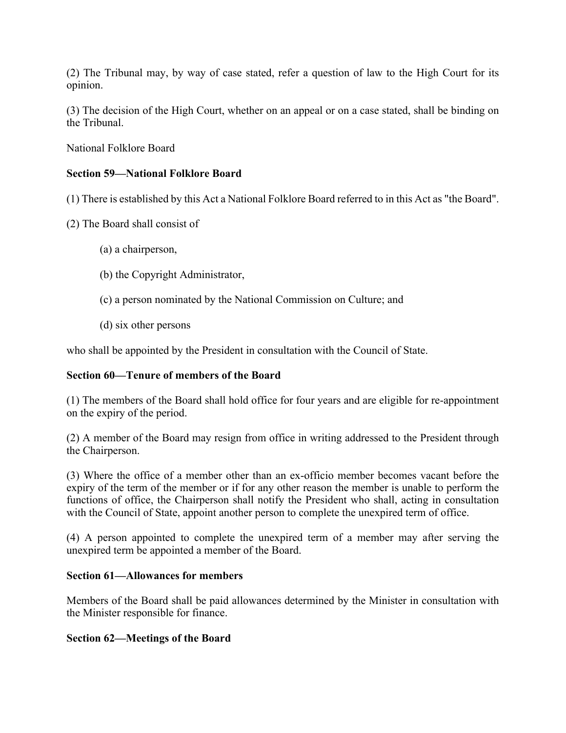(2) The Tribunal may, by way of case stated, refer a question of law to the High Court for its opinion.

(3) The decision of the High Court, whether on an appeal or on a case stated, shall be binding on the Tribunal.

National Folklore Board

### Section 59—National Folklore Board

(1) There is established by this Act a National Folklore Board referred to in this Act as "the Board".

(2) The Board shall consist of

(a) a chairperson,

(b) the Copyright Administrator,

(c) a person nominated by the National Commission on Culture; and

(d) six other persons

who shall be appointed by the President in consultation with the Council of State.

### Section 60—Tenure of members of the Board

(1) The members of the Board shall hold office for four years and are eligible for re-appointment on the expiry of the period.

(2) A member of the Board may resign from office in writing addressed to the President through the Chairperson.

(3) Where the office of a member other than an ex-officio member becomes vacant before the expiry of the term of the member or if for any other reason the member is unable to perform the functions of office, the Chairperson shall notify the President who shall, acting in consultation with the Council of State, appoint another person to complete the unexpired term of office.

(4) A person appointed to complete the unexpired term of a member may after serving the unexpired term be appointed a member of the Board.

### Section 61—Allowances for members

Members of the Board shall be paid allowances determined by the Minister in consultation with the Minister responsible for finance.

### Section 62—Meetings of the Board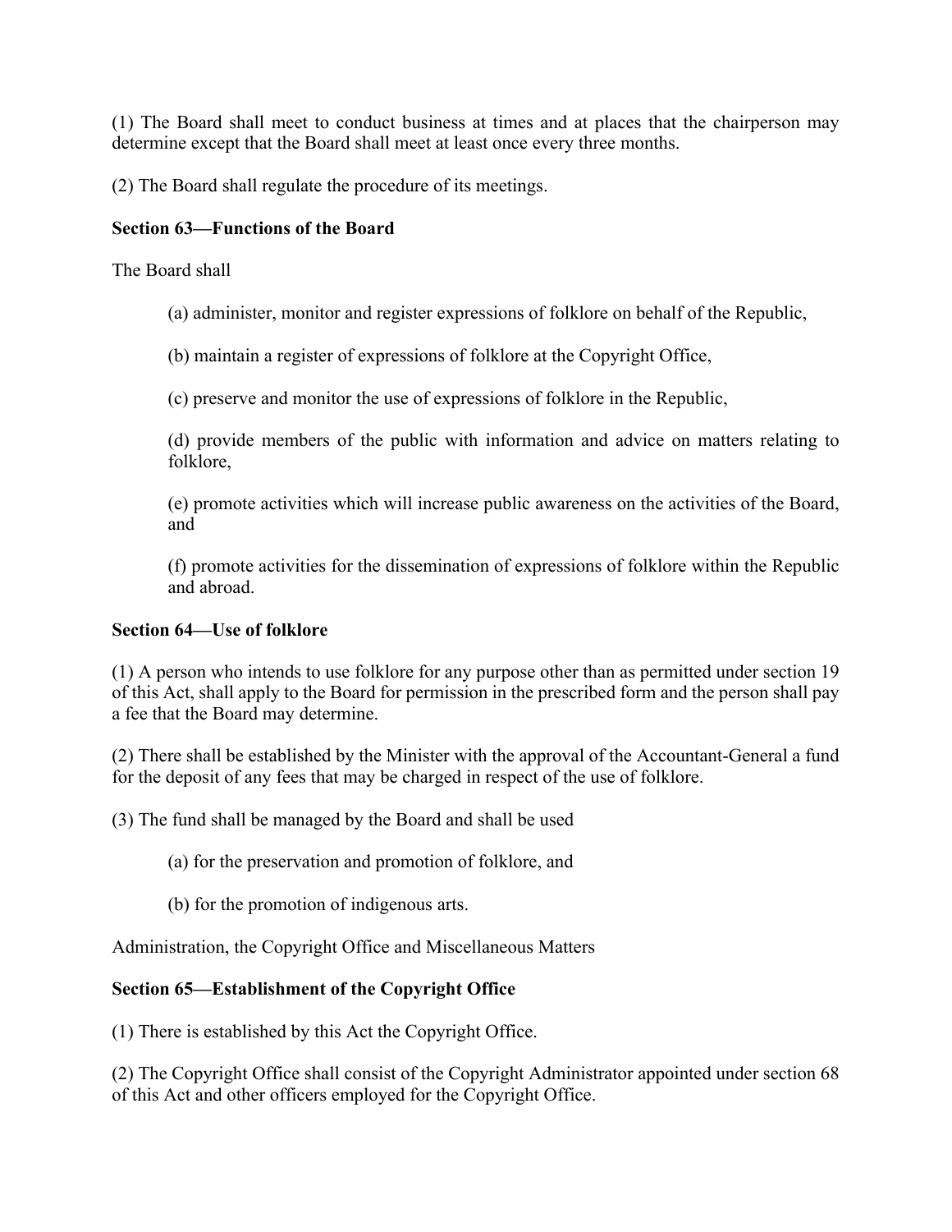(1) The Board shall meet to conduct business at times and at places that the chairperson may determine except that the Board shall meet at least once every three months.

(2) The Board shall regulate the procedure of its meetings.

**Section 63—Functions of the Board**

The Board shall

> (a) administer, monitor and register expressions of folklore on behalf of the Republic,
>
> (b) maintain a register of expressions of folklore at the Copyright Office,
>
> (c) preserve and monitor the use of expressions of folklore in the Republic,
>
> (d) provide members of the public with information and advice on matters relating to folklore,
>
> (e) promote activities which will increase public awareness on the activities of the Board, and
>
> (f) promote activities for the dissemination of expressions of folklore within the Republic and abroad.

**Section 64—Use of folklore**

(1) A person who intends to use folklore for any purpose other than as permitted under section 19 of this Act, shall apply to the Board for permission in the prescribed form and the person shall pay a fee that the Board may determine.

(2) There shall be established by the Minister with the approval of the Accountant-General a fund for the deposit of any fees that may be charged in respect of the use of folklore.

(3) The fund shall be managed by the Board and shall be used

> (a) for the preservation and promotion of folklore, and
>
> (b) for the promotion of indigenous arts.

Administration, the Copyright Office and Miscellaneous Matters

**Section 65—Establishment of the Copyright Office**

(1) There is established by this Act the Copyright Office.

(2) The Copyright Office shall consist of the Copyright Administrator appointed under section 68 of this Act and other officers employed for the Copyright Office.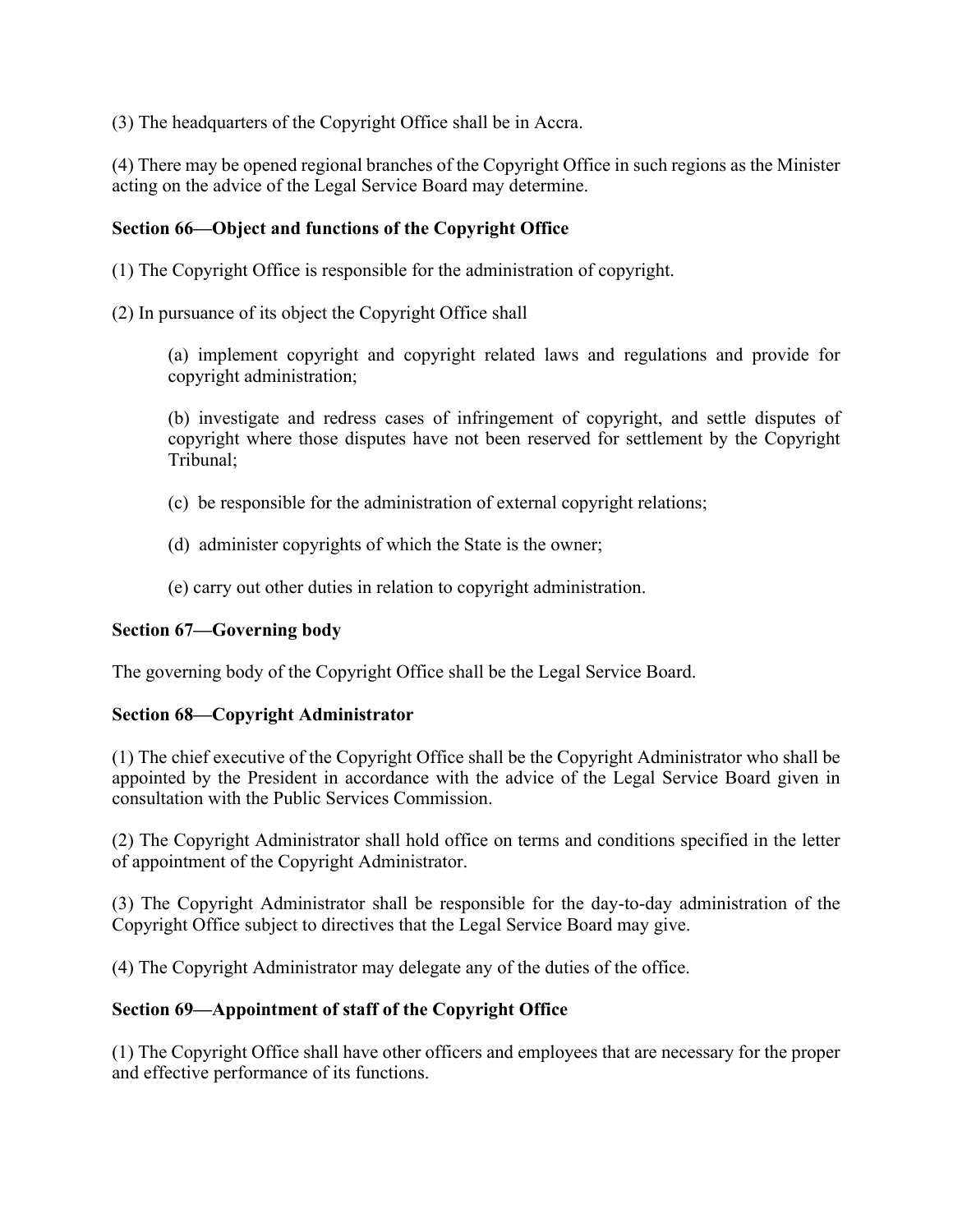(3) The headquarters of the Copyright Office shall be in Accra.

(4) There may be opened regional branches of the Copyright Office in such regions as the Minister acting on the advice of the Legal Service Board may determine.

**Section 66—Object and functions of the Copyright Office**

(1) The Copyright Office is responsible for the administration of copyright.

(2) In pursuance of its object the Copyright Office shall

> (a) implement copyright and copyright related laws and regulations and provide for copyright administration;
>
> (b) investigate and redress cases of infringement of copyright, and settle disputes of copyright where those disputes have not been reserved for settlement by the Copyright Tribunal;
>
> (c) be responsible for the administration of external copyright relations;
>
> (d) administer copyrights of which the State is the owner;
>
> (e) carry out other duties in relation to copyright administration.

**Section 67—Governing body**

The governing body of the Copyright Office shall be the Legal Service Board.

**Section 68—Copyright Administrator**

(1) The chief executive of the Copyright Office shall be the Copyright Administrator who shall be appointed by the President in accordance with the advice of the Legal Service Board given in consultation with the Public Services Commission.

(2) The Copyright Administrator shall hold office on terms and conditions specified in the letter of appointment of the Copyright Administrator.

(3) The Copyright Administrator shall be responsible for the day-to-day administration of the Copyright Office subject to directives that the Legal Service Board may give.

(4) The Copyright Administrator may delegate any of the duties of the office.

**Section 69—Appointment of staff of the Copyright Office**

(1) The Copyright Office shall have other officers and employees that are necessary for the proper and effective performance of its functions.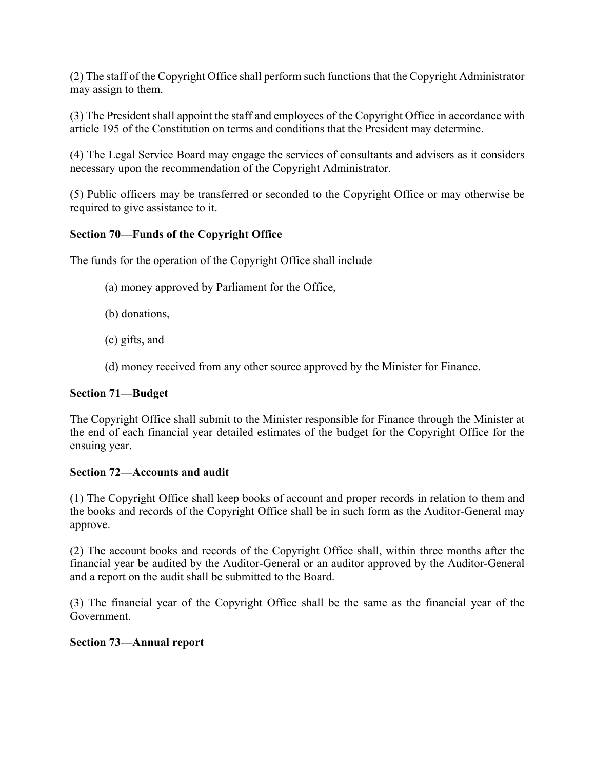(2) The staff of the Copyright Office shall perform such functions that the Copyright Administrator may assign to them.

(3) The President shall appoint the staff and employees of the Copyright Office in accordance with article 195 of the Constitution on terms and conditions that the President may determine.

(4) The Legal Service Board may engage the services of consultants and advisers as it considers necessary upon the recommendation of the Copyright Administrator.

(5) Public officers may be transferred or seconded to the Copyright Office or may otherwise be required to give assistance to it.

**Section 70—Funds of the Copyright Office**

The funds for the operation of the Copyright Office shall include

(a) money approved by Parliament for the Office,

(b) donations,

(c) gifts, and

(d) money received from any other source approved by the Minister for Finance.

**Section 71—Budget**

The Copyright Office shall submit to the Minister responsible for Finance through the Minister at the end of each financial year detailed estimates of the budget for the Copyright Office for the ensuing year.

**Section 72—Accounts and audit**

(1) The Copyright Office shall keep books of account and proper records in relation to them and the books and records of the Copyright Office shall be in such form as the Auditor-General may approve.

(2) The account books and records of the Copyright Office shall, within three months after the financial year be audited by the Auditor-General or an auditor approved by the Auditor-General and a report on the audit shall be submitted to the Board.

(3) The financial year of the Copyright Office shall be the same as the financial year of the Government.

**Section 73—Annual report**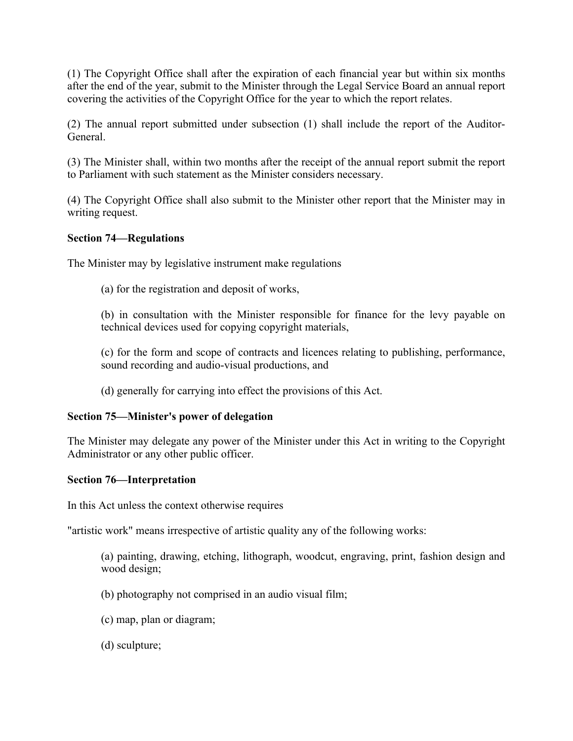(1) The Copyright Office shall after the expiration of each financial year but within six months after the end of the year, submit to the Minister through the Legal Service Board an annual report covering the activities of the Copyright Office for the year to which the report relates.

(2) The annual report submitted under subsection (1) shall include the report of the Auditor-General.

(3) The Minister shall, within two months after the receipt of the annual report submit the report to Parliament with such statement as the Minister considers necessary.

(4) The Copyright Office shall also submit to the Minister other report that the Minister may in writing request.

**Section 74—Regulations**

The Minister may by legislative instrument make regulations

> (a) for the registration and deposit of works,
>
> (b) in consultation with the Minister responsible for finance for the levy payable on technical devices used for copying copyright materials,
>
> (c) for the form and scope of contracts and licences relating to publishing, performance, sound recording and audio-visual productions, and
>
> (d) generally for carrying into effect the provisions of this Act.

**Section 75—Minister's power of delegation**

The Minister may delegate any power of the Minister under this Act in writing to the Copyright Administrator or any other public officer.

**Section 76—Interpretation**

In this Act unless the context otherwise requires

"artistic work" means irrespective of artistic quality any of the following works:

> (a) painting, drawing, etching, lithograph, woodcut, engraving, print, fashion design and wood design;
>
> (b) photography not comprised in an audio visual film;
>
> (c) map, plan or diagram;
>
> (d) sculpture;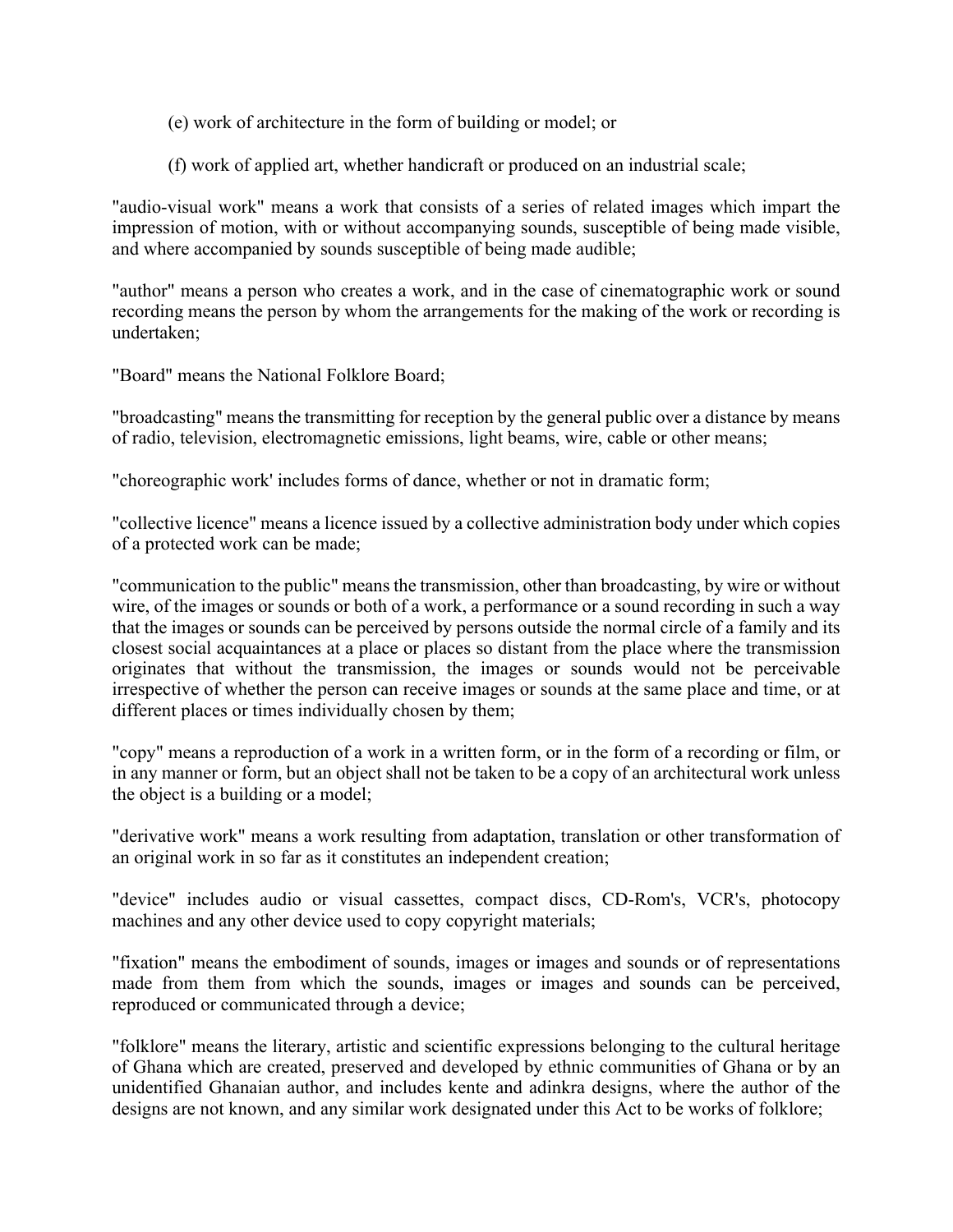(e) work of architecture in the form of building or model; or

(f) work of applied art, whether handicraft or produced on an industrial scale;

"audio-visual work" means a work that consists of a series of related images which impart the impression of motion, with or without accompanying sounds, susceptible of being made visible, and where accompanied by sounds susceptible of being made audible;

"author" means a person who creates a work, and in the case of cinematographic work or sound recording means the person by whom the arrangements for the making of the work or recording is undertaken;

"Board" means the National Folklore Board;

"broadcasting" means the transmitting for reception by the general public over a distance by means of radio, television, electromagnetic emissions, light beams, wire, cable or other means;

"choreographic work' includes forms of dance, whether or not in dramatic form;

"collective licence" means a licence issued by a collective administration body under which copies of a protected work can be made;

"communication to the public" means the transmission, other than broadcasting, by wire or without wire, of the images or sounds or both of a work, a performance or a sound recording in such a way that the images or sounds can be perceived by persons outside the normal circle of a family and its closest social acquaintances at a place or places so distant from the place where the transmission originates that without the transmission, the images or sounds would not be perceivable irrespective of whether the person can receive images or sounds at the same place and time, or at different places or times individually chosen by them;

"copy" means a reproduction of a work in a written form, or in the form of a recording or film, or in any manner or form, but an object shall not be taken to be a copy of an architectural work unless the object is a building or a model;

"derivative work" means a work resulting from adaptation, translation or other transformation of an original work in so far as it constitutes an independent creation;

"device" includes audio or visual cassettes, compact discs, CD-Rom's, VCR's, photocopy machines and any other device used to copy copyright materials;

"fixation" means the embodiment of sounds, images or images and sounds or of representations made from them from which the sounds, images or images and sounds can be perceived, reproduced or communicated through a device;

"folklore" means the literary, artistic and scientific expressions belonging to the cultural heritage of Ghana which are created, preserved and developed by ethnic communities of Ghana or by an unidentified Ghanaian author, and includes kente and adinkra designs, where the author of the designs are not known, and any similar work designated under this Act to be works of folklore;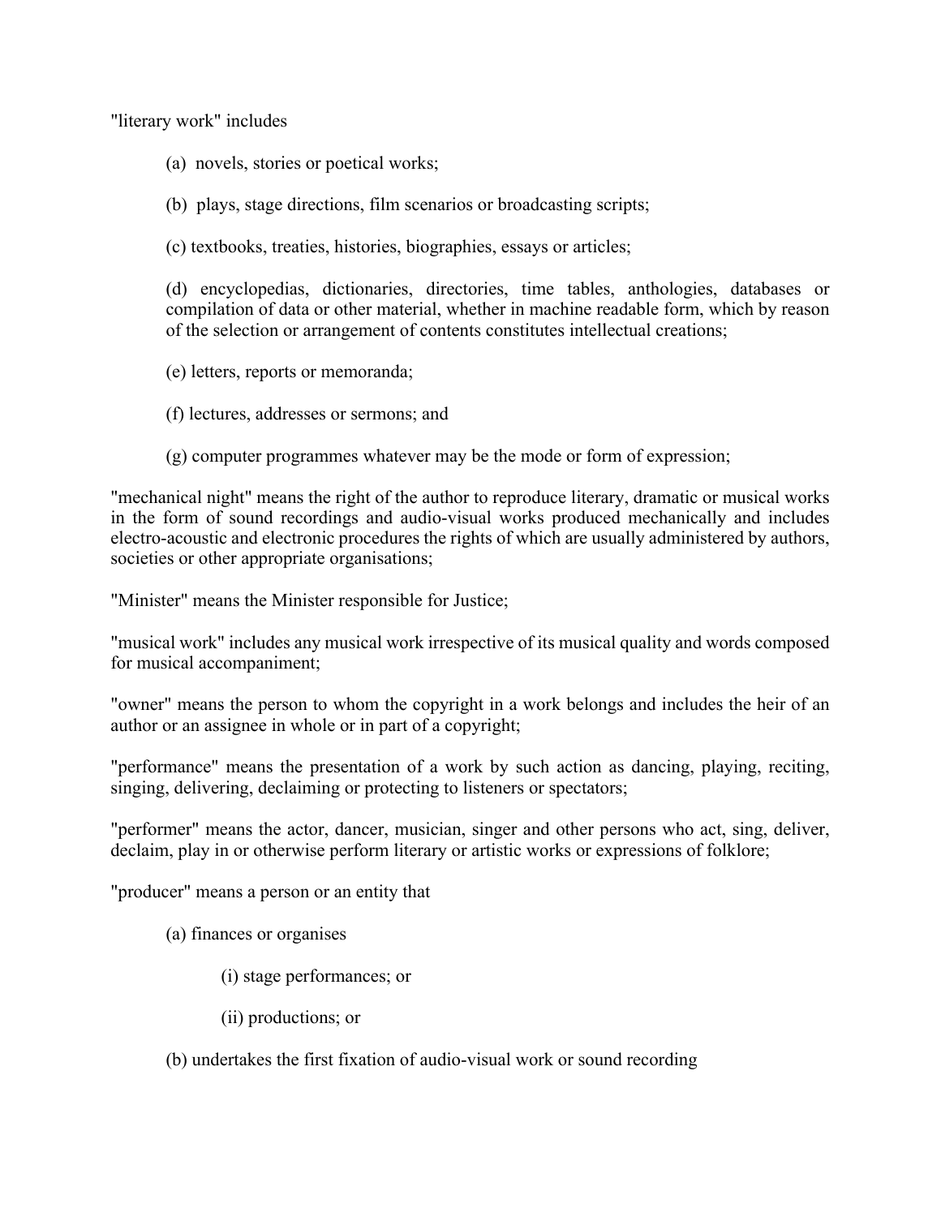"literary work" includes

(a) novels, stories or poetical works;

(b) plays, stage directions, film scenarios or broadcasting scripts;

(c) textbooks, treaties, histories, biographies, essays or articles;

(d) encyclopedias, dictionaries, directories, time tables, anthologies, databases or compilation of data or other material, whether in machine readable form, which by reason of the selection or arrangement of contents constitutes intellectual creations;

(e) letters, reports or memoranda;

(f) lectures, addresses or sermons; and

(g) computer programmes whatever may be the mode or form of expression;

"mechanical night" means the right of the author to reproduce literary, dramatic or musical works in the form of sound recordings and audio-visual works produced mechanically and includes electro-acoustic and electronic procedures the rights of which are usually administered by authors, societies or other appropriate organisations;

"Minister" means the Minister responsible for Justice;

"musical work" includes any musical work irrespective of its musical quality and words composed for musical accompaniment;

"owner" means the person to whom the copyright in a work belongs and includes the heir of an author or an assignee in whole or in part of a copyright;

"performance" means the presentation of a work by such action as dancing, playing, reciting, singing, delivering, declaiming or protecting to listeners or spectators;

"performer" means the actor, dancer, musician, singer and other persons who act, sing, deliver, declaim, play in or otherwise perform literary or artistic works or expressions of folklore;

"producer" means a person or an entity that

(a) finances or organises

(i) stage performances; or

(ii) productions; or

(b) undertakes the first fixation of audio-visual work or sound recording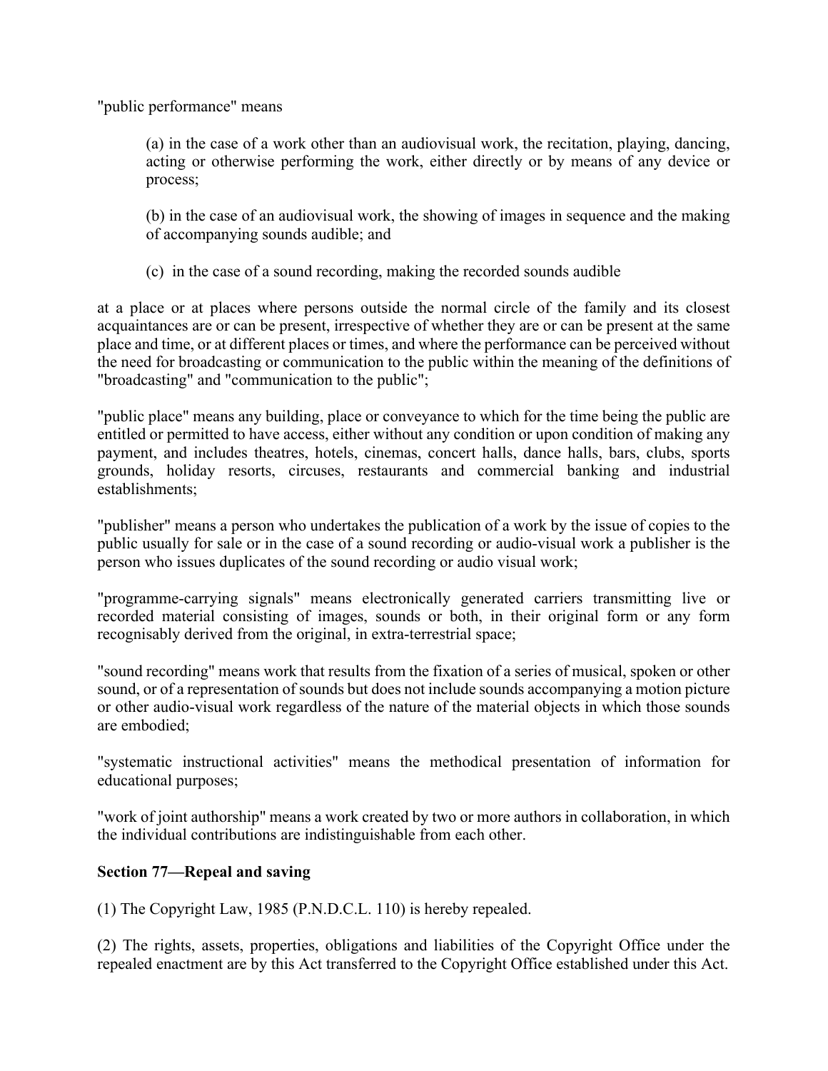"public performance" means

> (a) in the case of a work other than an audiovisual work, the recitation, playing, dancing, acting or otherwise performing the work, either directly or by means of any device or process;
>
> (b) in the case of an audiovisual work, the showing of images in sequence and the making of accompanying sounds audible; and
>
> (c) in the case of a sound recording, making the recorded sounds audible

at a place or at places where persons outside the normal circle of the family and its closest acquaintances are or can be present, irrespective of whether they are or can be present at the same place and time, or at different places or times, and where the performance can be perceived without the need for broadcasting or communication to the public within the meaning of the definitions of "broadcasting" and "communication to the public";

"public place" means any building, place or conveyance to which for the time being the public are entitled or permitted to have access, either without any condition or upon condition of making any payment, and includes theatres, hotels, cinemas, concert halls, dance halls, bars, clubs, sports grounds, holiday resorts, circuses, restaurants and commercial banking and industrial establishments;

"publisher" means a person who undertakes the publication of a work by the issue of copies to the public usually for sale or in the case of a sound recording or audio-visual work a publisher is the person who issues duplicates of the sound recording or audio visual work;

"programme-carrying signals" means electronically generated carriers transmitting live or recorded material consisting of images, sounds or both, in their original form or any form recognisably derived from the original, in extra-terrestrial space;

"sound recording" means work that results from the fixation of a series of musical, spoken or other sound, or of a representation of sounds but does not include sounds accompanying a motion picture or other audio-visual work regardless of the nature of the material objects in which those sounds are embodied;

"systematic instructional activities" means the methodical presentation of information for educational purposes;

"work of joint authorship" means a work created by two or more authors in collaboration, in which the individual contributions are indistinguishable from each other.

**Section 77—Repeal and saving**

(1) The Copyright Law, 1985 (P.N.D.C.L. 110) is hereby repealed.

(2) The rights, assets, properties, obligations and liabilities of the Copyright Office under the repealed enactment are by this Act transferred to the Copyright Office established under this Act.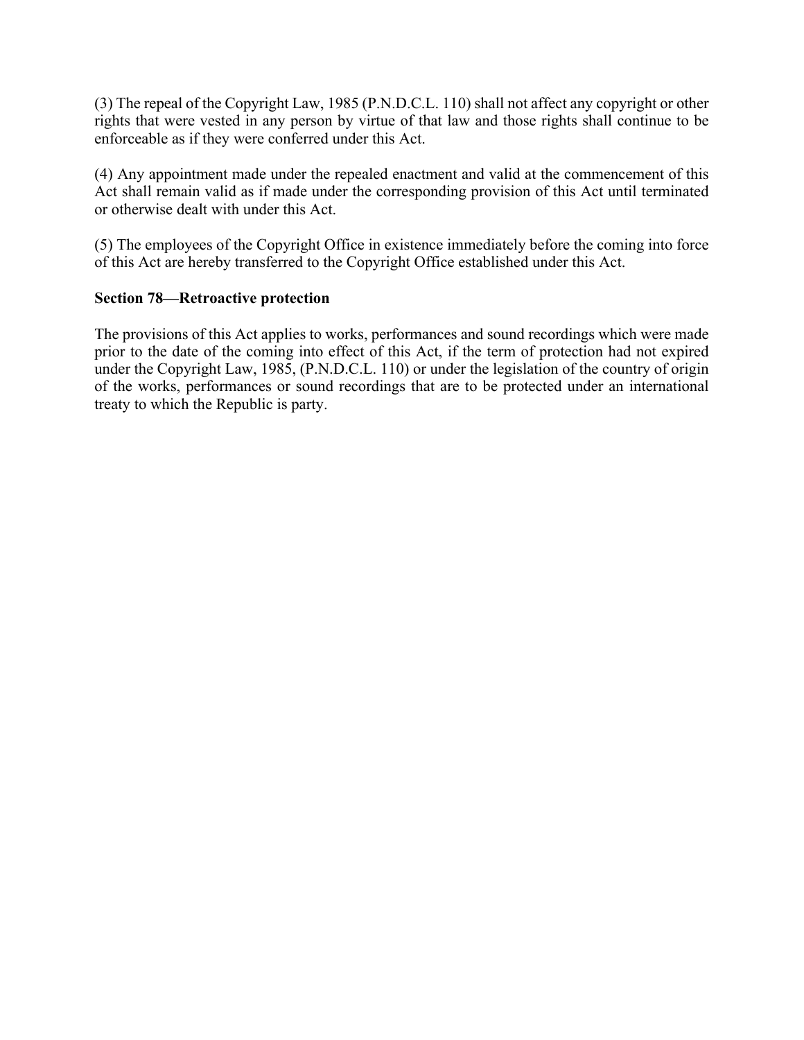(3) The repeal of the Copyright Law, 1985 (P.N.D.C.L. 110) shall not affect any copyright or other rights that were vested in any person by virtue of that law and those rights shall continue to be enforceable as if they were conferred under this Act.

(4) Any appointment made under the repealed enactment and valid at the commencement of this Act shall remain valid as if made under the corresponding provision of this Act until terminated or otherwise dealt with under this Act.

(5) The employees of the Copyright Office in existence immediately before the coming into force of this Act are hereby transferred to the Copyright Office established under this Act.

**Section 78—Retroactive protection**

The provisions of this Act applies to works, performances and sound recordings which were made prior to the date of the coming into effect of this Act, if the term of protection had not expired under the Copyright Law, 1985, (P.N.D.C.L. 110) or under the legislation of the country of origin of the works, performances or sound recordings that are to be protected under an international treaty to which the Republic is party.